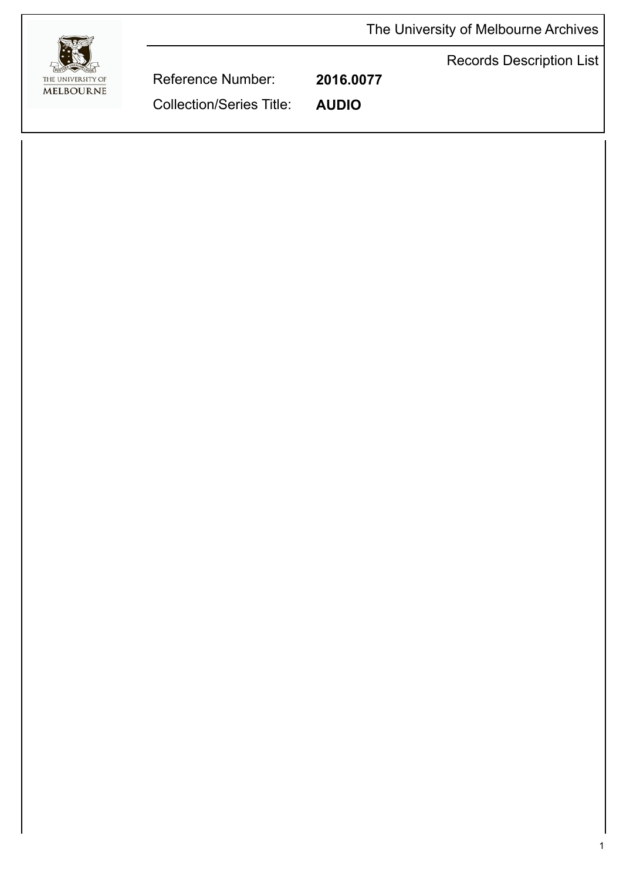The University of Melbourne Archives

Records Description List

Reference Number: **2016.0077**

Collection/Series Title: **AUDIO**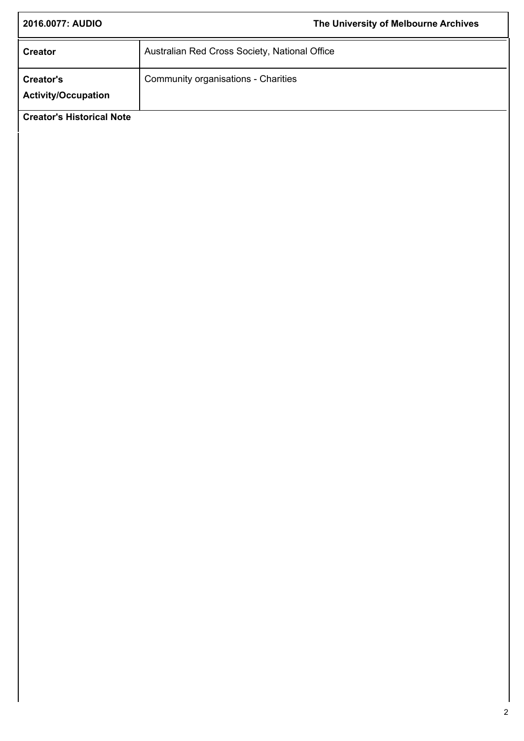| Creator | Australian Red Cross Society, National Office |
| --- | --- |
| Creator's Activity/Occupation | Community organisations - Charities |

**Creator's Historical Note**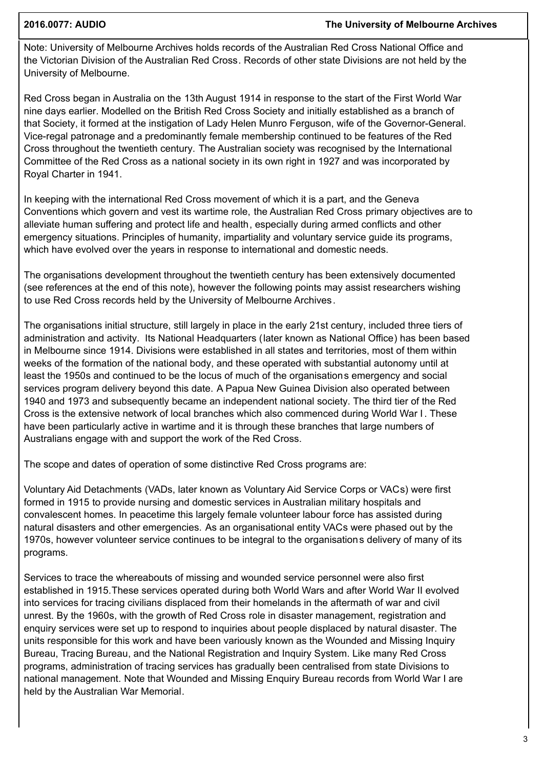Note: University of Melbourne Archives holds records of the Australian Red Cross National Office and the Victorian Division of the Australian Red Cross. Records of other state Divisions are not held by the University of Melbourne.

Red Cross began in Australia on the 13th August 1914 in response to the start of the First World War nine days earlier. Modelled on the British Red Cross Society and initially established as a branch of that Society, it formed at the instigation of Lady Helen Munro Ferguson, wife of the Governor-General. Vice-regal patronage and a predominantly female membership continued to be features of the Red Cross throughout the twentieth century. The Australian society was recognised by the International Committee of the Red Cross as a national society in its own right in 1927 and was incorporated by Royal Charter in 1941.

In keeping with the international Red Cross movement of which it is a part, and the Geneva Conventions which govern and vest its wartime role, the Australian Red Cross primary objectives are to alleviate human suffering and protect life and health, especially during armed conflicts and other emergency situations. Principles of humanity, impartiality and voluntary service guide its programs, which have evolved over the years in response to international and domestic needs.

The organisations development throughout the twentieth century has been extensively documented (see references at the end of this note), however the following points may assist researchers wishing to use Red Cross records held by the University of Melbourne Archives.

The organisations initial structure, still largely in place in the early 21st century, included three tiers of administration and activity. Its National Headquarters (later known as National Office) has been based in Melbourne since 1914. Divisions were established in all states and territories, most of them within weeks of the formation of the national body, and these operated with substantial autonomy until at least the 1950s and continued to be the locus of much of the organisations emergency and social services program delivery beyond this date. A Papua New Guinea Division also operated between 1940 and 1973 and subsequently became an independent national society. The third tier of the Red Cross is the extensive network of local branches which also commenced during World War I. These have been particularly active in wartime and it is through these branches that large numbers of Australians engage with and support the work of the Red Cross.

The scope and dates of operation of some distinctive Red Cross programs are:

Voluntary Aid Detachments (VADs, later known as Voluntary Aid Service Corps or VACs) were first formed in 1915 to provide nursing and domestic services in Australian military hospitals and convalescent homes. In peacetime this largely female volunteer labour force has assisted during natural disasters and other emergencies. As an organisational entity VACs were phased out by the 1970s, however volunteer service continues to be integral to the organisations delivery of many of its programs.

Services to trace the whereabouts of missing and wounded service personnel were also first established in 1915.These services operated during both World Wars and after World War II evolved into services for tracing civilians displaced from their homelands in the aftermath of war and civil unrest. By the 1960s, with the growth of Red Cross role in disaster management, registration and enquiry services were set up to respond to inquiries about people displaced by natural disaster. The units responsible for this work and have been variously known as the Wounded and Missing Inquiry Bureau, Tracing Bureau, and the National Registration and Inquiry System. Like many Red Cross programs, administration of tracing services has gradually been centralised from state Divisions to national management. Note that Wounded and Missing Enquiry Bureau records from World War I are held by the Australian War Memorial.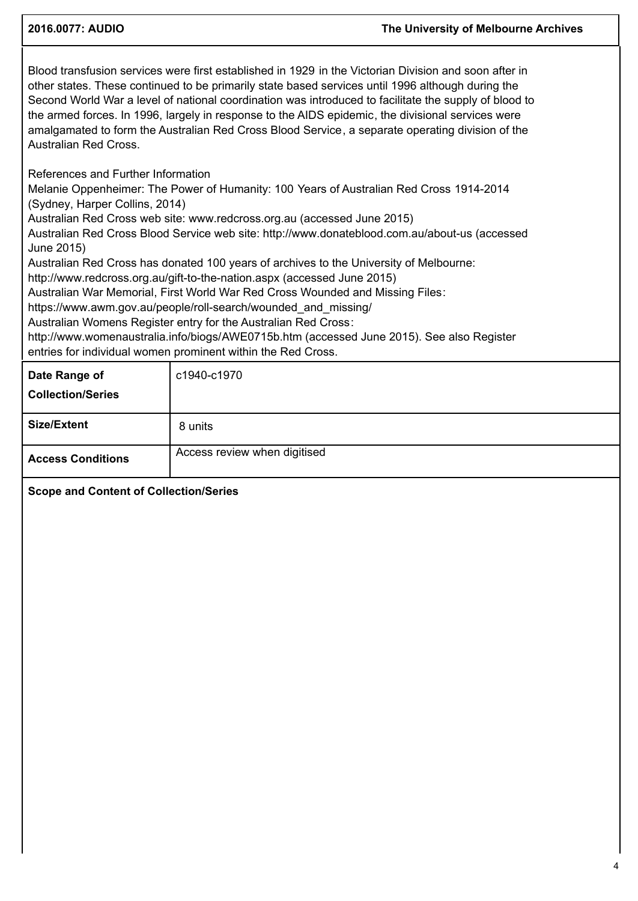Blood transfusion services were first established in 1929 in the Victorian Division and soon after in other states. These continued to be primarily state based services until 1996 although during the Second World War a level of national coordination was introduced to facilitate the supply of blood to the armed forces. In 1996, largely in response to the AIDS epidemic, the divisional services were amalgamated to form the Australian Red Cross Blood Service, a separate operating division of the Australian Red Cross.

References and Further Information
Melanie Oppenheimer: The Power of Humanity: 100 Years of Australian Red Cross 1914-2014 (Sydney, Harper Collins, 2014)
Australian Red Cross web site: www.redcross.org.au (accessed June 2015)
Australian Red Cross Blood Service web site: http://www.donateblood.com.au/about-us (accessed June 2015)
Australian Red Cross has donated 100 years of archives to the University of Melbourne: http://www.redcross.org.au/gift-to-the-nation.aspx (accessed June 2015)
Australian War Memorial, First World War Red Cross Wounded and Missing Files: https://www.awm.gov.au/people/roll-search/wounded_and_missing/
Australian Womens Register entry for the Australian Red Cross: http://www.womenaustralia.info/biogs/AWE0715b.htm (accessed June 2015). See also Register entries for individual women prominent within the Red Cross.

| **Date Range of Collection/Series** | c1940-c1970 |
|---|---|
| **Size/Extent** | 8 units |
| **Access Conditions** | Access review when digitised |

**Scope and Content of Collection/Series**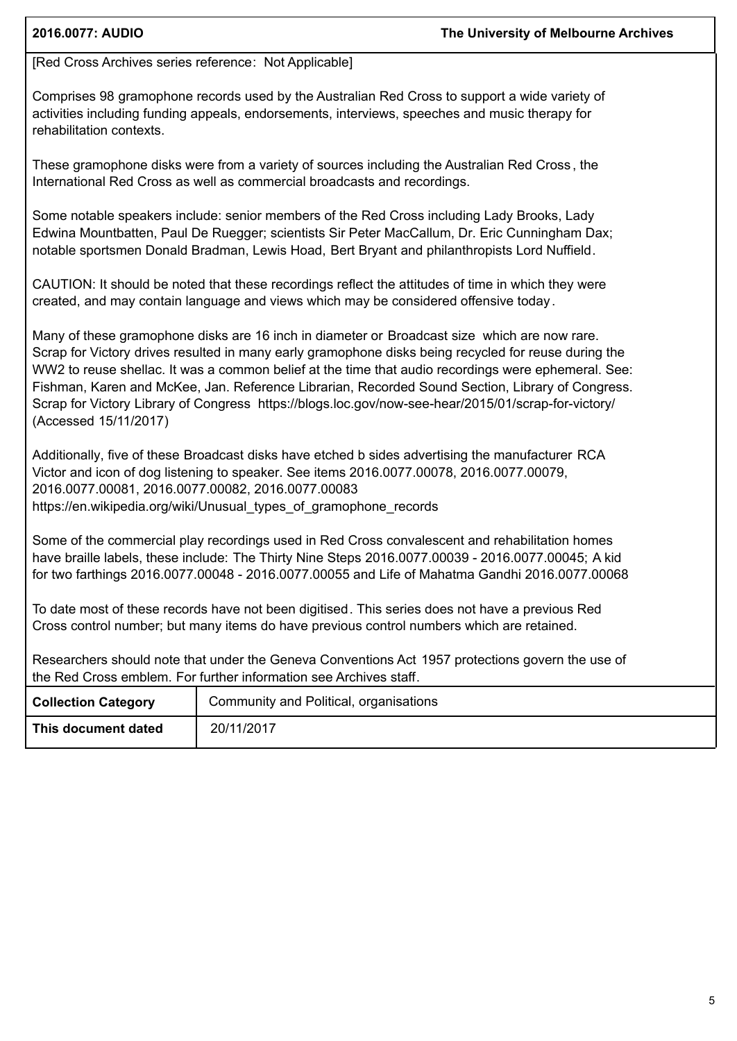[Red Cross Archives series reference: Not Applicable]

Comprises 98 gramophone records used by the Australian Red Cross to support a wide variety of activities including funding appeals, endorsements, interviews, speeches and music therapy for rehabilitation contexts.

These gramophone disks were from a variety of sources including the Australian Red Cross, the International Red Cross as well as commercial broadcasts and recordings.

Some notable speakers include: senior members of the Red Cross including Lady Brooks, Lady Edwina Mountbatten, Paul De Ruegger; scientists Sir Peter MacCallum, Dr. Eric Cunningham Dax; notable sportsmen Donald Bradman, Lewis Hoad, Bert Bryant and philanthropists Lord Nuffield.

CAUTION: It should be noted that these recordings reflect the attitudes of time in which they were created, and may contain language and views which may be considered offensive today.

Many of these gramophone disks are 16 inch in diameter or Broadcast size which are now rare. Scrap for Victory drives resulted in many early gramophone disks being recycled for reuse during the WW2 to reuse shellac. It was a common belief at the time that audio recordings were ephemeral. See: Fishman, Karen and McKee, Jan. Reference Librarian, Recorded Sound Section, Library of Congress. Scrap for Victory Library of Congress https://blogs.loc.gov/now-see-hear/2015/01/scrap-for-victory/ (Accessed 15/11/2017)

Additionally, five of these Broadcast disks have etched b sides advertising the manufacturer RCA Victor and icon of dog listening to speaker. See items 2016.0077.00078, 2016.0077.00079, 2016.0077.00081, 2016.0077.00082, 2016.0077.00083 https://en.wikipedia.org/wiki/Unusual_types_of_gramophone_records

Some of the commercial play recordings used in Red Cross convalescent and rehabilitation homes have braille labels, these include: The Thirty Nine Steps 2016.0077.00039 - 2016.0077.00045; A kid for two farthings 2016.0077.00048 - 2016.0077.00055 and Life of Mahatma Gandhi 2016.0077.00068

To date most of these records have not been digitised. This series does not have a previous Red Cross control number; but many items do have previous control numbers which are retained.

Researchers should note that under the Geneva Conventions Act 1957 protections govern the use of the Red Cross emblem. For further information see Archives staff.

| **Collection Category** | Community and Political, organisations |
|---|---|
| **This document dated** | 20/11/2017 |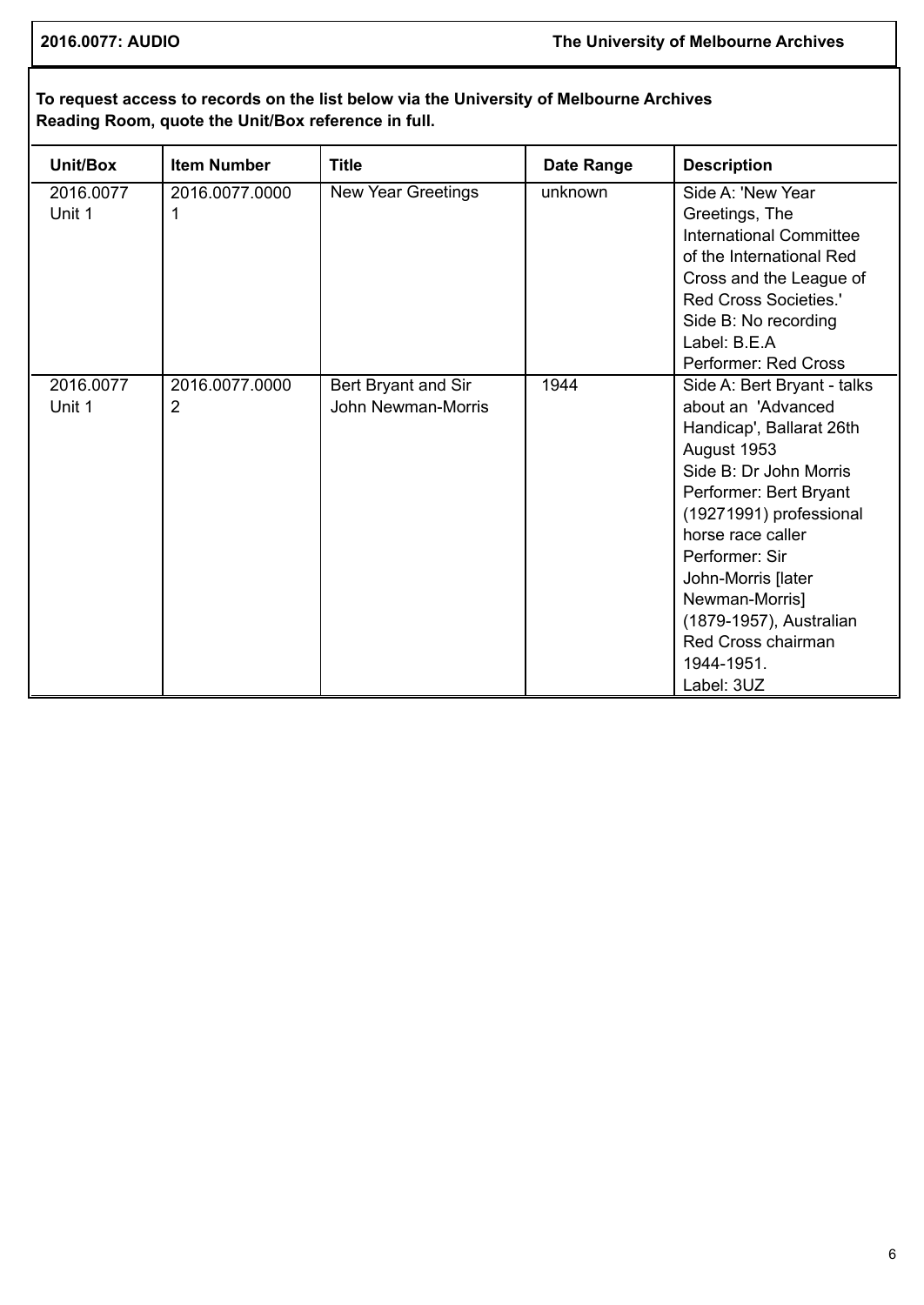**To request access to records on the list below via the University of Melbourne Archives Reading Room, quote the Unit/Box reference in full.**

| Unit/Box | Item Number | Title | Date Range | Description |
|---|---|---|---|---|
| 2016.0077 Unit 1 | 2016.0077.00001 | New Year Greetings | unknown | Side A: 'New Year Greetings, The International Committee of the International Red Cross and the League of Red Cross Societies.' Side B: No recording Label: B.E.A Performer: Red Cross |
| 2016.0077 Unit 1 | 2016.0077.00002 | Bert Bryant and Sir John Newman-Morris | 1944 | Side A: Bert Bryant - talks about an 'Advanced Handicap', Ballarat 26th August 1953 Side B: Dr John Morris Performer: Bert Bryant (19271991) professional horse race caller Performer: Sir John-Morris [later Newman-Morris] (1879-1957), Australian Red Cross chairman 1944-1951. Label: 3UZ |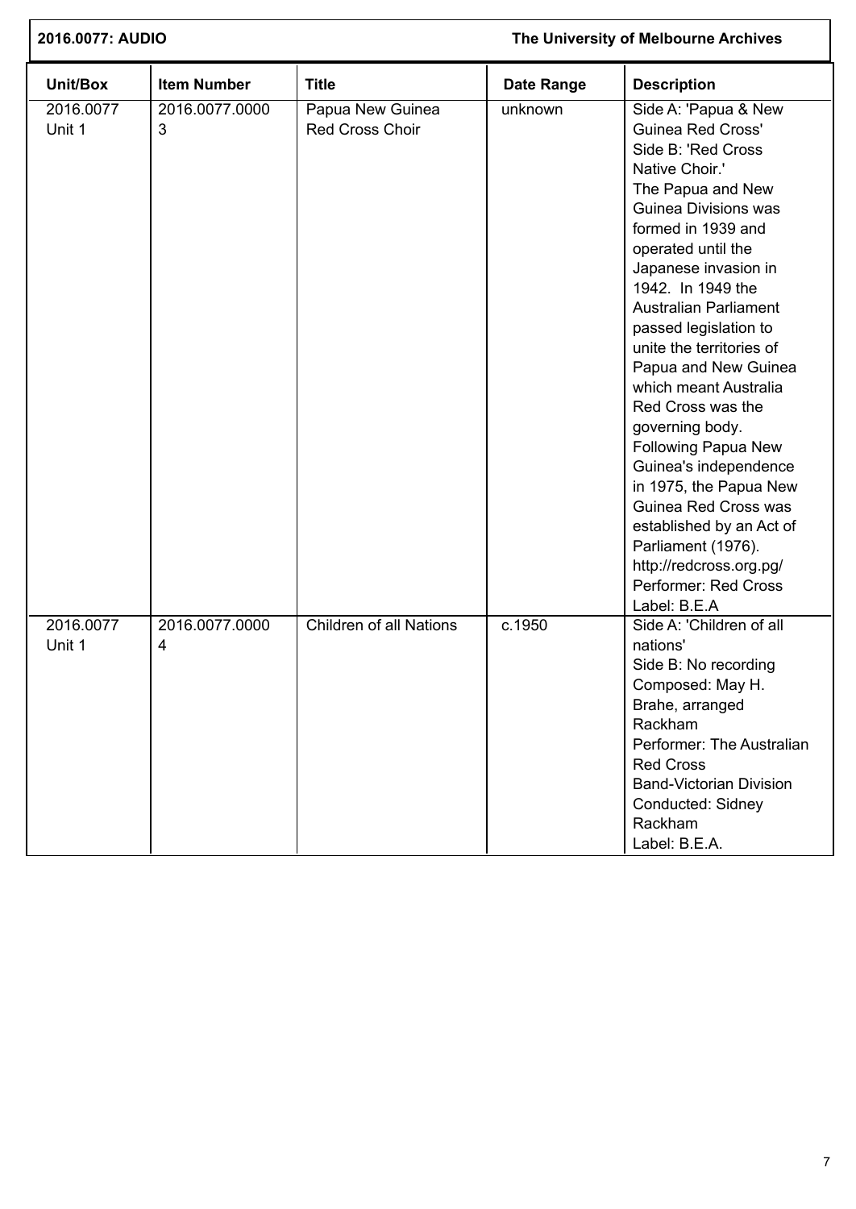| Unit/Box | Item Number | Title | Date Range | Description |
|---|---|---|---|---|
| 2016.0077 Unit 1 | 2016.0077.00003 | Papua New Guinea Red Cross Choir | unknown | Side A: 'Papua & New Guinea Red Cross' Side B: 'Red Cross Native Choir.' The Papua and New Guinea Divisions was formed in 1939 and operated until the Japanese invasion in 1942. In 1949 the Australian Parliament passed legislation to unite the territories of Papua and New Guinea which meant Australia Red Cross was the governing body. Following Papua New Guinea's independence in 1975, the Papua New Guinea Red Cross was established by an Act of Parliament (1976). http://redcross.org.pg/ Performer: Red Cross Label: B.E.A |
| 2016.0077 Unit 1 | 2016.0077.00004 | Children of all Nations | c.1950 | Side A: 'Children of all nations' Side B: No recording Composed: May H. Brahe, arranged Rackham Performer: The Australian Red Cross Band-Victorian Division Conducted: Sidney Rackham Label: B.E.A. |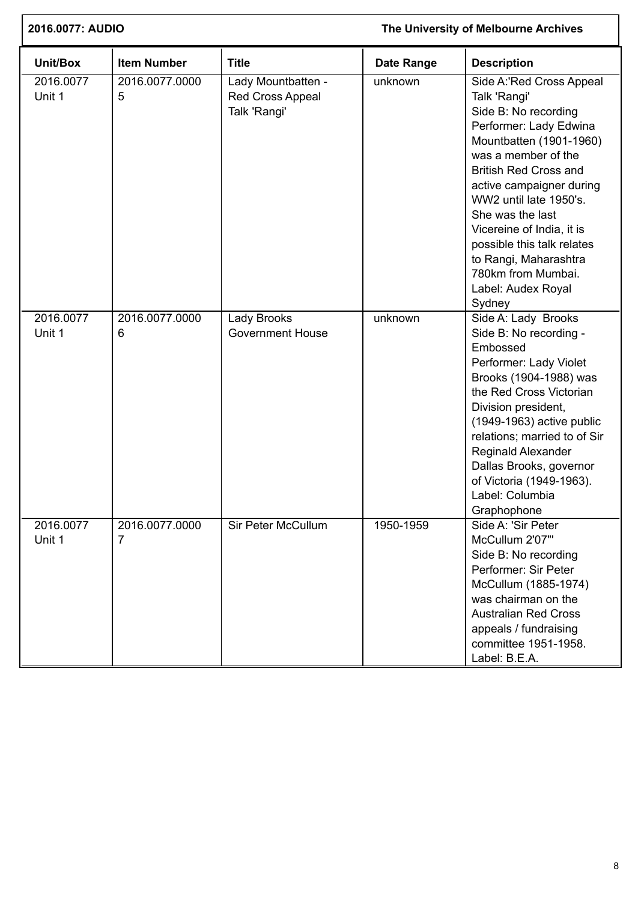| Unit/Box | Item Number | Title | Date Range | Description |
|---|---|---|---|---|
| 2016.0077 Unit 1 | 2016.0077.00005 | Lady Mountbatten - Red Cross Appeal Talk 'Rangi' | unknown | Side A:'Red Cross Appeal Talk 'Rangi' Side B: No recording Performer: Lady Edwina Mountbatten (1901-1960) was a member of the British Red Cross and active campaigner during WW2 until late 1950's. She was the last Vicereine of India, it is possible this talk relates to Rangi, Maharashtra 780km from Mumbai. Label: Audex Royal Sydney |
| 2016.0077 Unit 1 | 2016.0077.00006 | Lady Brooks Government House | unknown | Side A: Lady Brooks Side B: No recording - Embossed Performer: Lady Violet Brooks (1904-1988) was the Red Cross Victorian Division president, (1949-1963) active public relations; married to of Sir Reginald Alexander Dallas Brooks, governor of Victoria (1949-1963). Label: Columbia Graphophone |
| 2016.0077 Unit 1 | 2016.0077.00007 | Sir Peter McCullum | 1950-1959 | Side A: 'Sir Peter McCullum 2'07"' Side B: No recording Performer: Sir Peter McCullum (1885-1974) was chairman on the Australian Red Cross appeals / fundraising committee 1951-1958. Label: B.E.A. |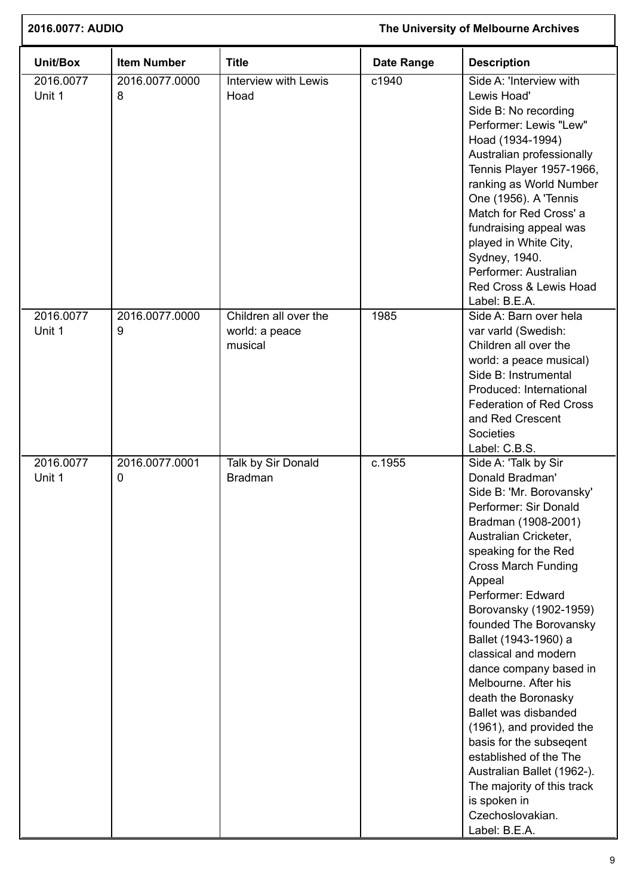| Unit/Box | Item Number | Title | Date Range | Description |
|---|---|---|---|---|
| 2016.0077 Unit 1 | 2016.0077.00008 | Interview with Lewis Hoad | c1940 | Side A: 'Interview with Lewis Hoad' Side B: No recording Performer: Lewis "Lew" Hoad (1934-1994) Australian professionally Tennis Player 1957-1966, ranking as World Number One (1956). A 'Tennis Match for Red Cross' a fundraising appeal was played in White City, Sydney, 1940. Performer: Australian Red Cross & Lewis Hoad Label: B.E.A. |
| 2016.0077 Unit 1 | 2016.0077.00009 | Children all over the world: a peace musical | 1985 | Side A: Barn over hela var varld (Swedish: Children all over the world: a peace musical) Side B: Instrumental Produced: International Federation of Red Cross and Red Crescent Societies Label: C.B.S. |
| 2016.0077 Unit 1 | 2016.0077.00010 | Talk by Sir Donald Bradman | c.1955 | Side A: 'Talk by Sir Donald Bradman' Side B: 'Mr. Borovansky' Performer: Sir Donald Bradman (1908-2001) Australian Cricketer, speaking for the Red Cross March Funding Appeal Performer: Edward Borovansky (1902-1959) founded The Borovansky Ballet (1943-1960) a classical and modern dance company based in Melbourne. After his death the Boronasky Ballet was disbanded (1961), and provided the basis for the subseqent established of the The Australian Ballet (1962-). The majority of this track is spoken in Czechoslovakian. Label: B.E.A. |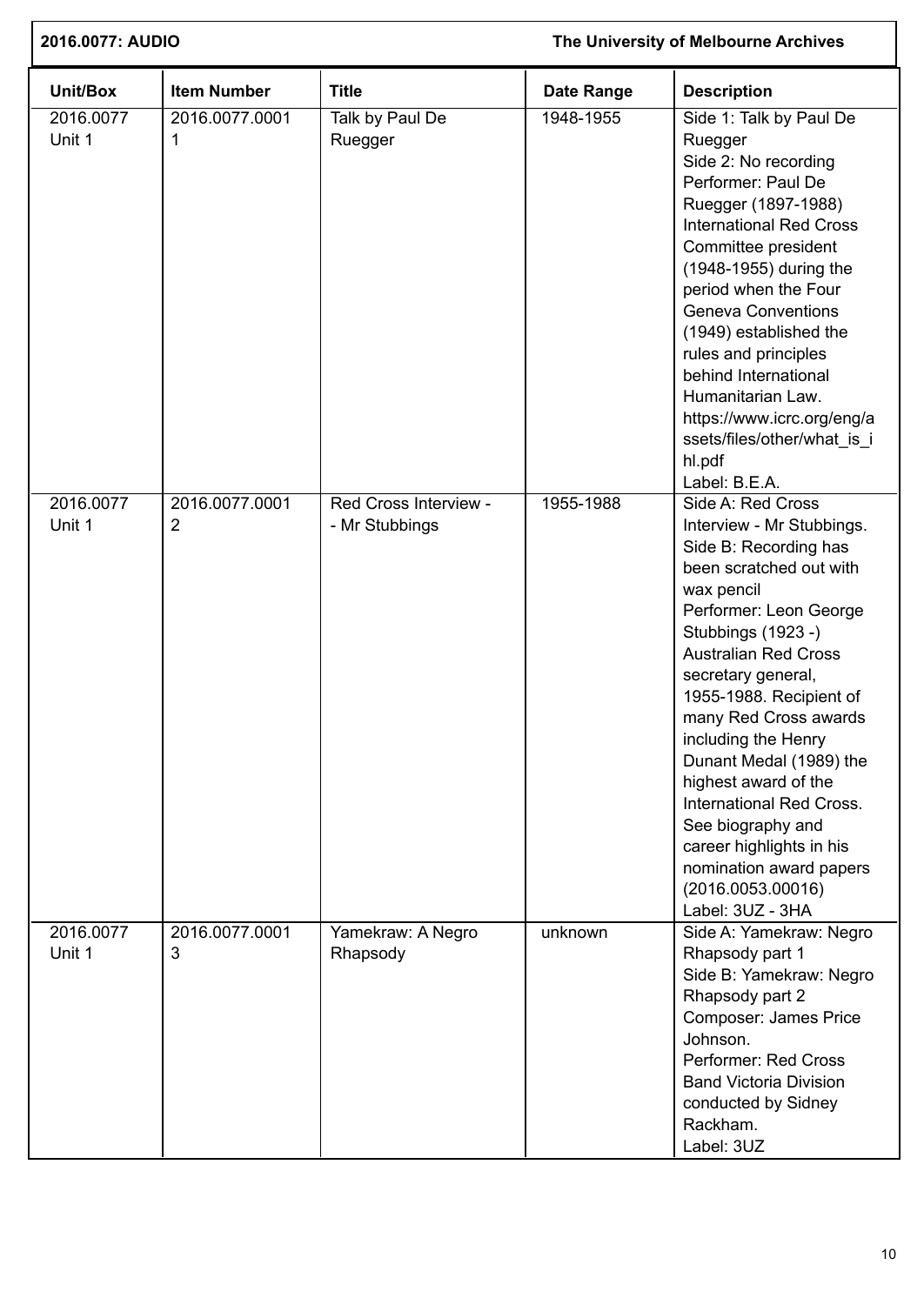| Unit/Box | Item Number | Title | Date Range | Description |
|---|---|---|---|---|
| 2016.0077 Unit 1 | 2016.0077.0001 1 | Talk by Paul De Ruegger | 1948-1955 | Side 1: Talk by Paul De Ruegger<br>Side 2: No recording<br>Performer: Paul De Ruegger (1897-1988) International Red Cross Committee president (1948-1955) during the period when the Four Geneva Conventions (1949) established the rules and principles behind International Humanitarian Law. https://www.icrc.org/eng/assets/files/other/what_is_ihl.pdf<br>Label: B.E.A. |
| 2016.0077 Unit 1 | 2016.0077.0001 2 | Red Cross Interview - Mr Stubbings | 1955-1988 | Side A: Red Cross Interview - Mr Stubbings.<br>Side B: Recording has been scratched out with wax pencil<br>Performer: Leon George Stubbings (1923 -) Australian Red Cross secretary general, 1955-1988. Recipient of many Red Cross awards including the Henry Dunant Medal (1989) the highest award of the International Red Cross. See biography and career highlights in his nomination award papers (2016.0053.00016)<br>Label: 3UZ - 3HA |
| 2016.0077 Unit 1 | 2016.0077.0001 3 | Yamekraw: A Negro Rhapsody | unknown | Side A: Yamekraw: Negro Rhapsody part 1<br>Side B: Yamekraw: Negro Rhapsody part 2<br>Composer: James Price Johnson.<br>Performer: Red Cross Band Victoria Division conducted by Sidney Rackham.<br>Label: 3UZ |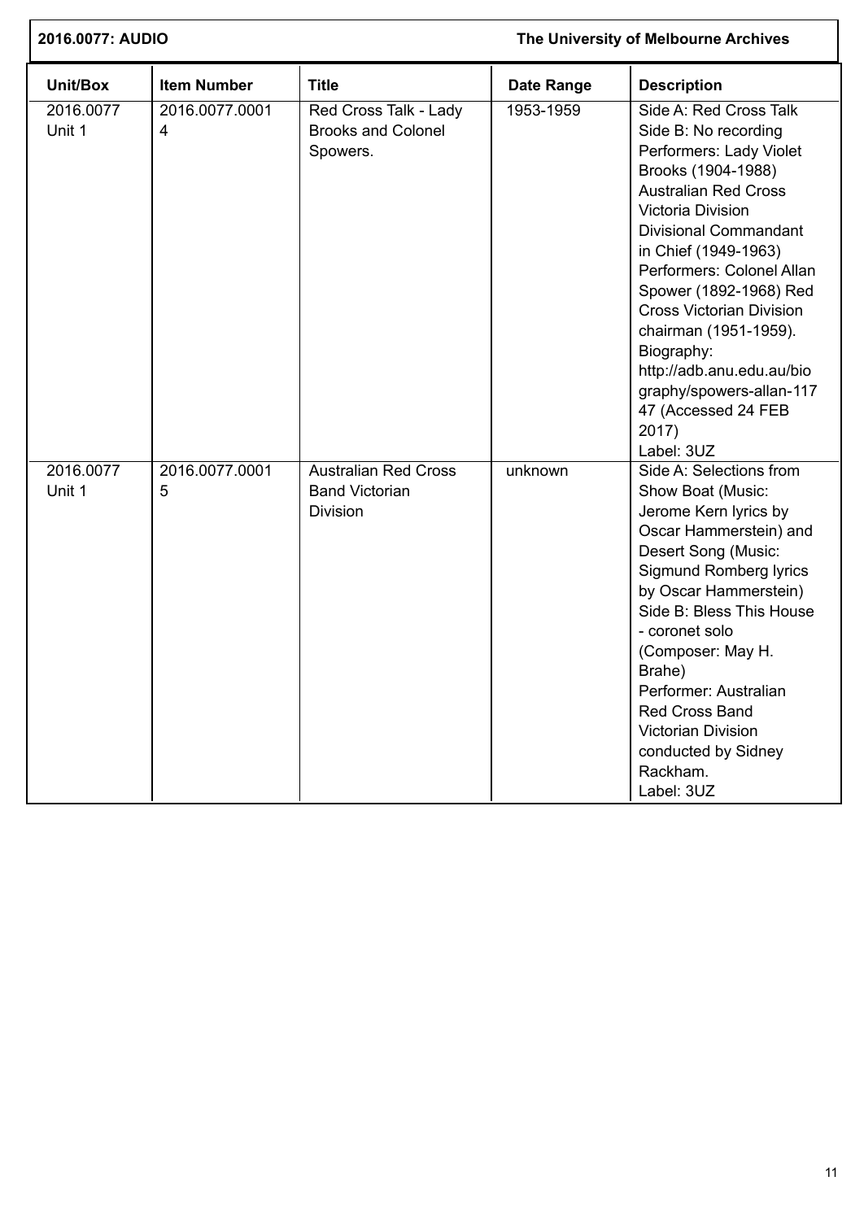| Unit/Box | Item Number | Title | Date Range | Description |
|---|---|---|---|---|
| 2016.0077 Unit 1 | 2016.0077.00014 | Red Cross Talk - Lady Brooks and Colonel Spowers. | 1953-1959 | Side A: Red Cross Talk<br>Side B: No recording<br>Performers: Lady Violet Brooks (1904-1988) Australian Red Cross Victoria Division Divisional Commandant in Chief (1949-1963)<br>Performers: Colonel Allan Spower (1892-1968) Red Cross Victorian Division chairman (1951-1959). Biography: http://adb.anu.edu.au/biography/spowers-allan-11747 (Accessed 24 FEB 2017)<br>Label: 3UZ |
| 2016.0077 Unit 1 | 2016.0077.00015 | Australian Red Cross Band Victorian Division | unknown | Side A: Selections from Show Boat (Music: Jerome Kern lyrics by Oscar Hammerstein) and Desert Song (Music: Sigmund Romberg lyrics by Oscar Hammerstein)<br>Side B: Bless This House - coronet solo (Composer: May H. Brahe)<br>Performer: Australian Red Cross Band Victorian Division conducted by Sidney Rackham.<br>Label: 3UZ |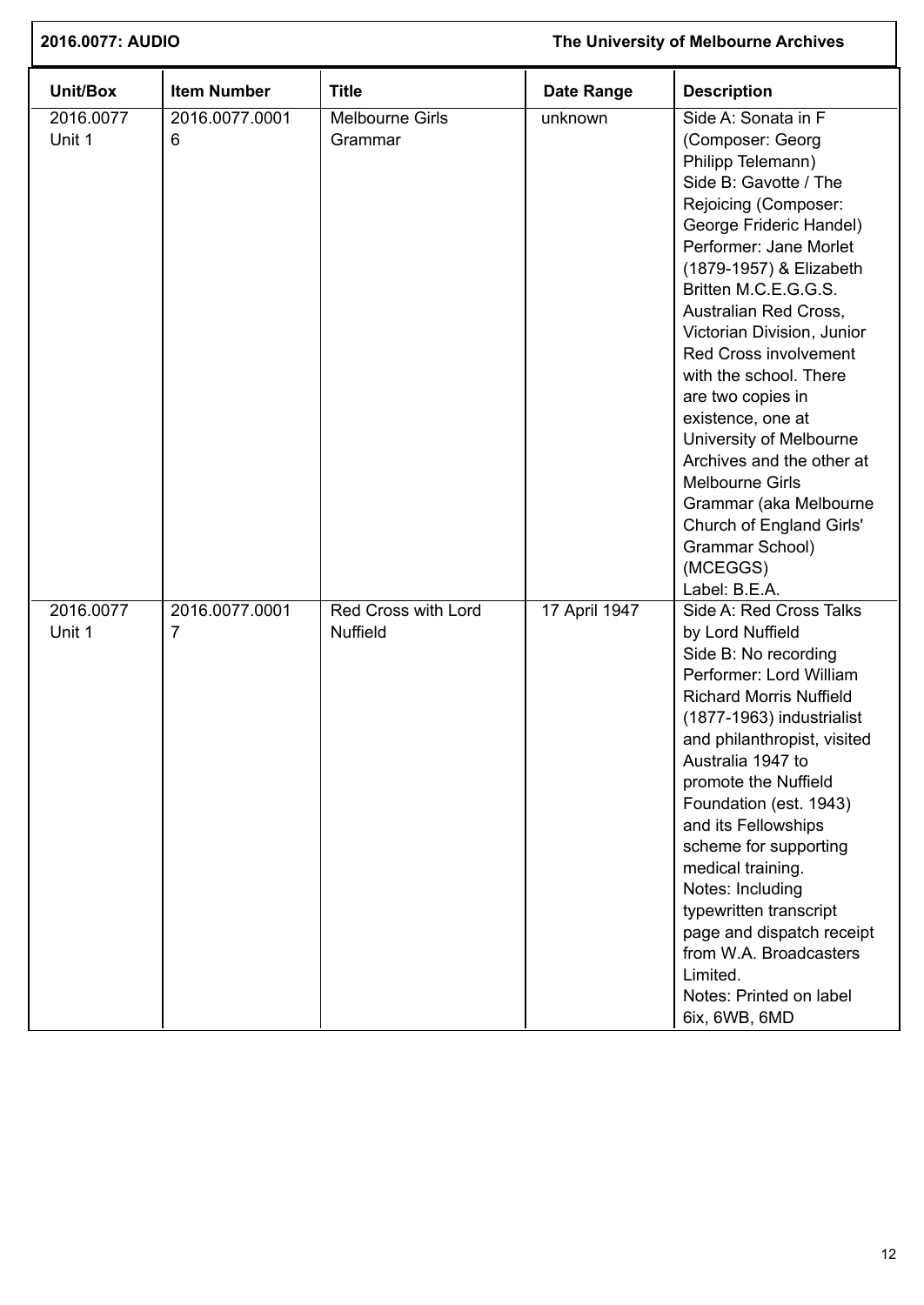| Unit/Box | Item Number | Title | Date Range | Description |
| --- | --- | --- | --- | --- |
| 2016.0077 Unit 1 | 2016.0077.00016 | Melbourne Girls Grammar | unknown | Side A: Sonata in F (Composer: Georg Philipp Telemann)<br>Side B: Gavotte / The Rejoicing (Composer: George Frideric Handel)<br>Performer: Jane Morlet (1879-1957) & Elizabeth Britten M.C.E.G.G.S. Australian Red Cross, Victorian Division, Junior Red Cross involvement with the school. There are two copies in existence, one at University of Melbourne Archives and the other at Melbourne Girls Grammar (aka Melbourne Church of England Girls' Grammar School) (MCEGGS)<br>Label: B.E.A. |
| 2016.0077 Unit 1 | 2016.0077.00017 | Red Cross with Lord Nuffield | 17 April 1947 | Side A: Red Cross Talks by Lord Nuffield<br>Side B: No recording<br>Performer: Lord William Richard Morris Nuffield (1877-1963) industrialist and philanthropist, visited Australia 1947 to promote the Nuffield Foundation (est. 1943) and its Fellowships scheme for supporting medical training.<br>Notes: Including typewritten transcript page and dispatch receipt from W.A. Broadcasters Limited.<br>Notes: Printed on label 6ix, 6WB, 6MD |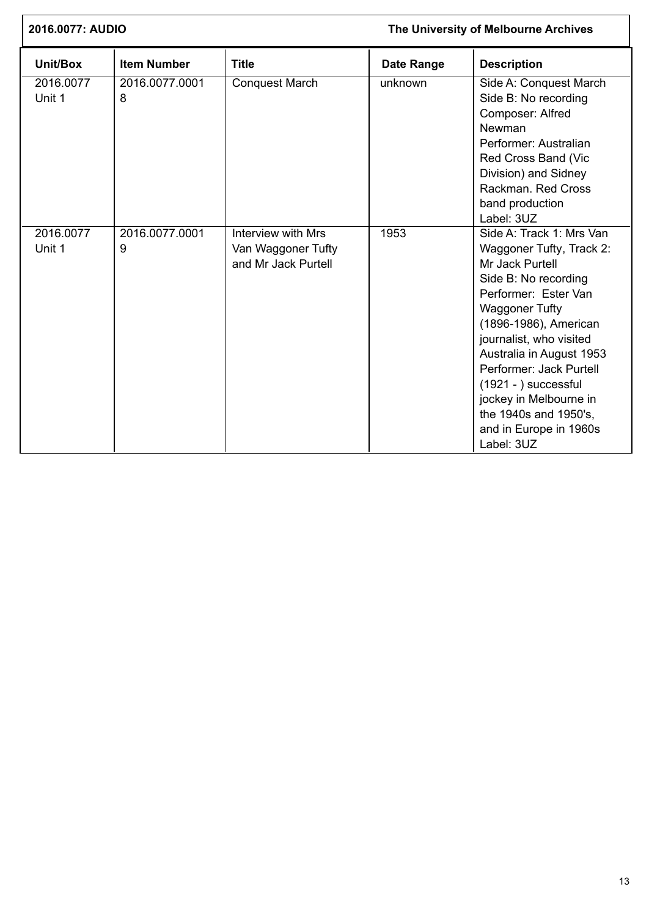| Unit/Box | Item Number | Title | Date Range | Description |
|---|---|---|---|---|
| 2016.0077 Unit 1 | 2016.0077.00018 | Conquest March | unknown | Side A: Conquest March<br>Side B: No recording<br>Composer: Alfred Newman<br>Performer: Australian Red Cross Band (Vic Division) and Sidney Rackman. Red Cross band production<br>Label: 3UZ |
| 2016.0077 Unit 1 | 2016.0077.00019 | Interview with Mrs Van Waggoner Tufty and Mr Jack Purtell | 1953 | Side A: Track 1: Mrs Van Waggoner Tufty, Track 2: Mr Jack Purtell<br>Side B: No recording<br>Performer: Ester Van Waggoner Tufty (1896-1986), American journalist, who visited Australia in August 1953<br>Performer: Jack Purtell (1921 - ) successful jockey in Melbourne in the 1940s and 1950's, and in Europe in 1960s<br>Label: 3UZ |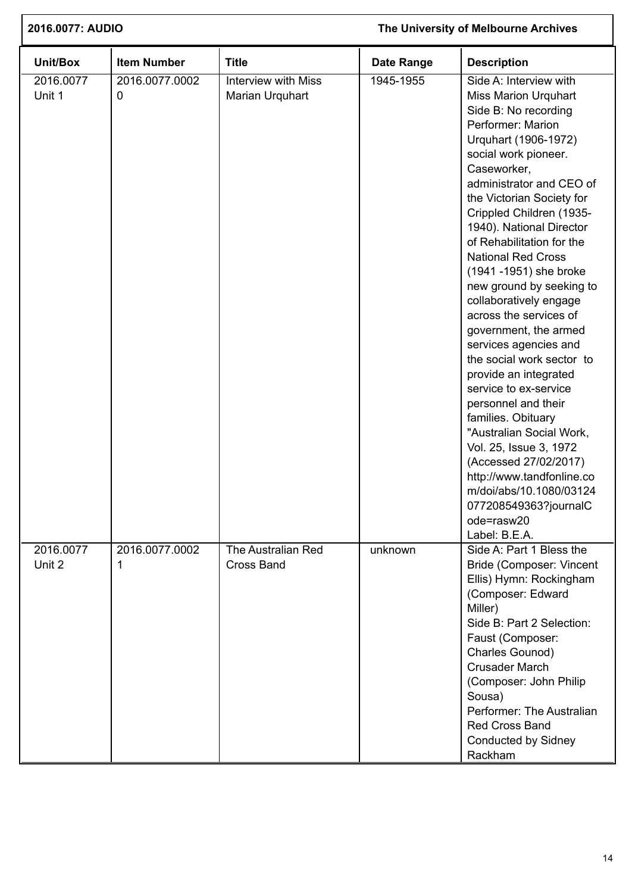| Unit/Box | Item Number | Title | Date Range | Description |
|---|---|---|---|---|
| 2016.0077 Unit 1 | 2016.0077.00020 | Interview with Miss Marian Urquhart | 1945-1955 | Side A: Interview with Miss Marion Urquhart Side B: No recording Performer: Marion Urquhart (1906-1972) social work pioneer. Caseworker, administrator and CEO of the Victorian Society for Crippled Children (1935-1940). National Director of Rehabilitation for the National Red Cross (1941 -1951) she broke new ground by seeking to collaboratively engage across the services of government, the armed services agencies and the social work sector to provide an integrated service to ex-service personnel and their families. Obituary "Australian Social Work, Vol. 25, Issue 3, 1972 (Accessed 27/02/2017) http://www.tandfonline.com/doi/abs/10.1080/03124077208549363?journalCode=rasw20 Label: B.E.A. |
| 2016.0077 Unit 2 | 2016.0077.00021 | The Australian Red Cross Band | unknown | Side A: Part 1 Bless the Bride (Composer: Vincent Ellis) Hymn: Rockingham (Composer: Edward Miller) Side B: Part 2 Selection: Faust (Composer: Charles Gounod) Crusader March (Composer: John Philip Sousa) Performer: The Australian Red Cross Band Conducted by Sidney Rackham |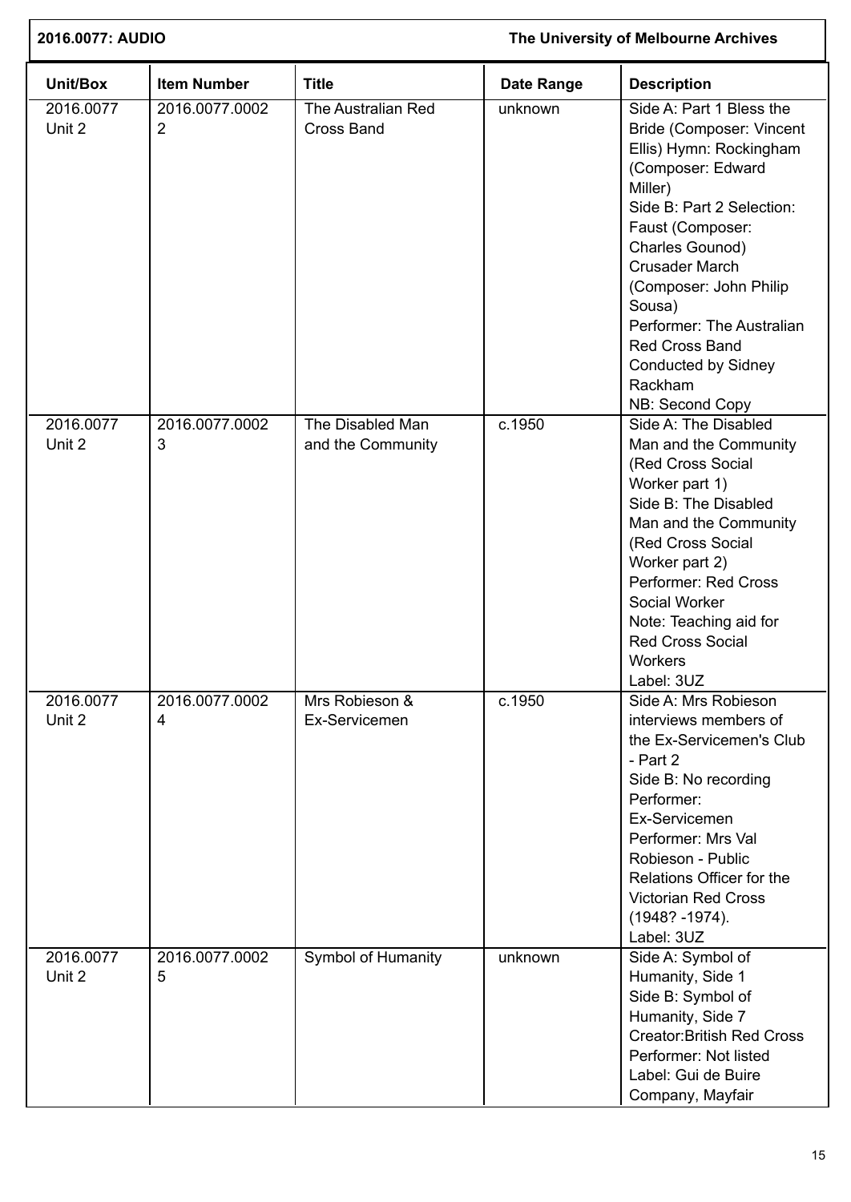| Unit/Box | Item Number | Title | Date Range | Description |
|---|---|---|---|---|
| 2016.0077 Unit 2 | 2016.0077.0002 2 | The Australian Red Cross Band | unknown | Side A: Part 1 Bless the Bride (Composer: Vincent Ellis) Hymn: Rockingham (Composer: Edward Miller)<br>Side B: Part 2 Selection: Faust (Composer: Charles Gounod) Crusader March (Composer: John Philip Sousa)<br>Performer: The Australian Red Cross Band Conducted by Sidney Rackham<br>NB: Second Copy |
| 2016.0077 Unit 2 | 2016.0077.0002 3 | The Disabled Man and the Community | c.1950 | Side A: The Disabled Man and the Community (Red Cross Social Worker part 1)<br>Side B: The Disabled Man and the Community (Red Cross Social Worker part 2)<br>Performer: Red Cross Social Worker<br>Note: Teaching aid for Red Cross Social Workers<br>Label: 3UZ |
| 2016.0077 Unit 2 | 2016.0077.0002 4 | Mrs Robieson & Ex-Servicemen | c.1950 | Side A: Mrs Robieson interviews members of the Ex-Servicemen's Club - Part 2<br>Side B: No recording<br>Performer: Ex-Servicemen<br>Performer: Mrs Val Robieson - Public Relations Officer for the Victorian Red Cross (1948? -1974).<br>Label: 3UZ |
| 2016.0077 Unit 2 | 2016.0077.0002 5 | Symbol of Humanity | unknown | Side A: Symbol of Humanity, Side 1<br>Side B: Symbol of Humanity, Side 7<br>Creator:British Red Cross<br>Performer: Not listed<br>Label: Gui de Buire Company, Mayfair |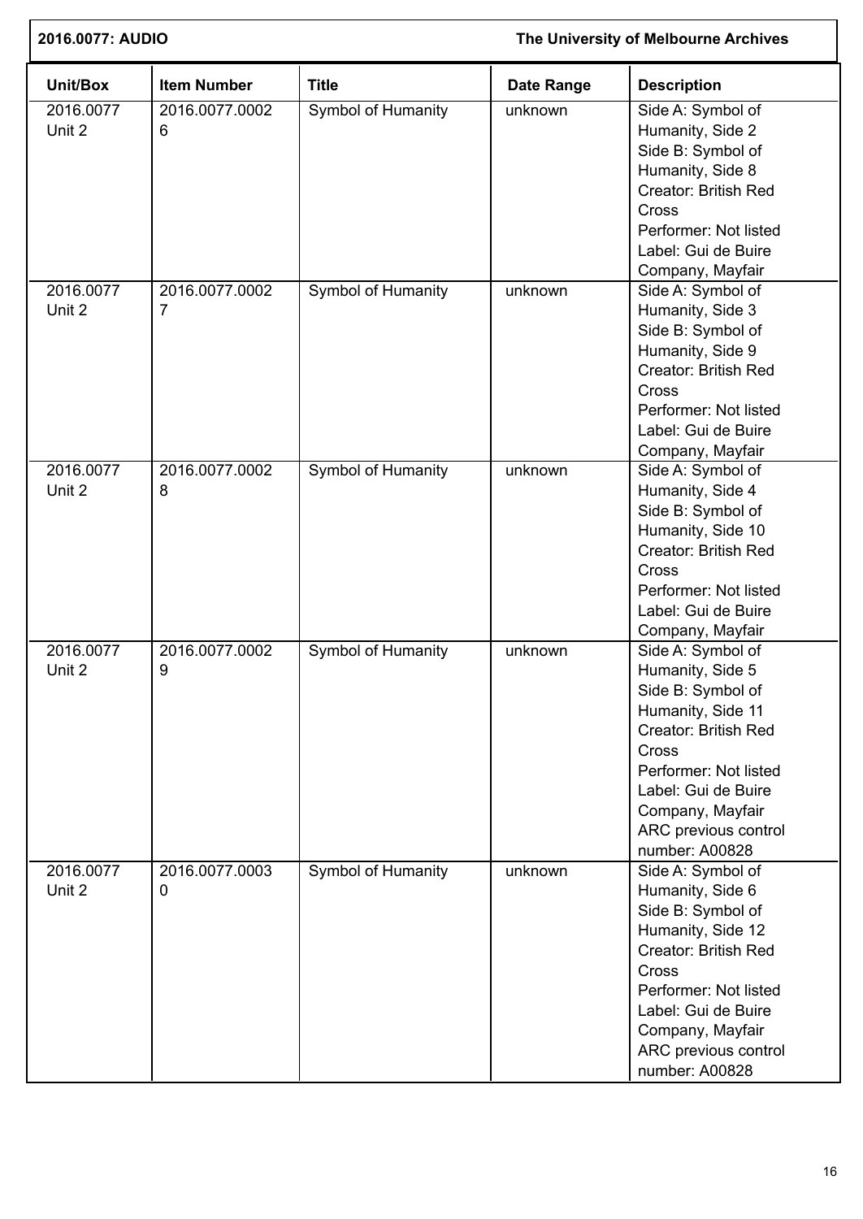| Unit/Box | Item Number | Title | Date Range | Description |
|---|---|---|---|---|
| 2016.0077 Unit 2 | 2016.0077.00026 | Symbol of Humanity | unknown | Side A: Symbol of Humanity, Side 2<br>Side B: Symbol of Humanity, Side 8<br>Creator: British Red Cross<br>Performer: Not listed<br>Label: Gui de Buire Company, Mayfair |
| 2016.0077 Unit 2 | 2016.0077.00027 | Symbol of Humanity | unknown | Side A: Symbol of Humanity, Side 3<br>Side B: Symbol of Humanity, Side 9<br>Creator: British Red Cross<br>Performer: Not listed<br>Label: Gui de Buire Company, Mayfair |
| 2016.0077 Unit 2 | 2016.0077.00028 | Symbol of Humanity | unknown | Side A: Symbol of Humanity, Side 4<br>Side B: Symbol of Humanity, Side 10<br>Creator: British Red Cross<br>Performer: Not listed<br>Label: Gui de Buire Company, Mayfair |
| 2016.0077 Unit 2 | 2016.0077.00029 | Symbol of Humanity | unknown | Side A: Symbol of Humanity, Side 5<br>Side B: Symbol of Humanity, Side 11<br>Creator: British Red Cross<br>Performer: Not listed<br>Label: Gui de Buire Company, Mayfair<br>ARC previous control number: A00828 |
| 2016.0077 Unit 2 | 2016.0077.00030 | Symbol of Humanity | unknown | Side A: Symbol of Humanity, Side 6<br>Side B: Symbol of Humanity, Side 12<br>Creator: British Red Cross<br>Performer: Not listed<br>Label: Gui de Buire Company, Mayfair<br>ARC previous control number: A00828 |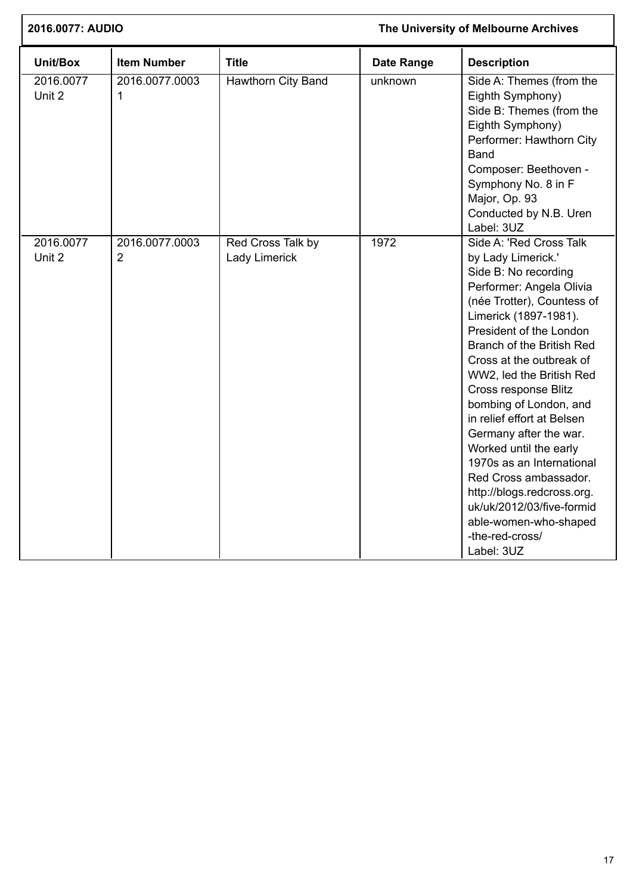| Unit/Box | Item Number | Title | Date Range | Description |
|---|---|---|---|---|
| 2016.0077 Unit 2 | 2016.0077.0003 1 | Hawthorn City Band | unknown | Side A: Themes (from the Eighth Symphony)<br>Side B: Themes (from the Eighth Symphony)<br>Performer: Hawthorn City Band<br>Composer: Beethoven - Symphony No. 8 in F Major, Op. 93<br>Conducted by N.B. Uren<br>Label: 3UZ |
| 2016.0077 Unit 2 | 2016.0077.0003 2 | Red Cross Talk by Lady Limerick | 1972 | Side A: 'Red Cross Talk by Lady Limerick.'<br>Side B: No recording<br>Performer: Angela Olivia (née Trotter), Countess of Limerick (1897-1981). President of the London Branch of the British Red Cross at the outbreak of WW2, led the British Red Cross response Blitz bombing of London, and in relief effort at Belsen Germany after the war. Worked until the early 1970s as an International Red Cross ambassador. http://blogs.redcross.org.uk/uk/2012/03/five-formidable-women-who-shaped-the-red-cross/<br>Label: 3UZ |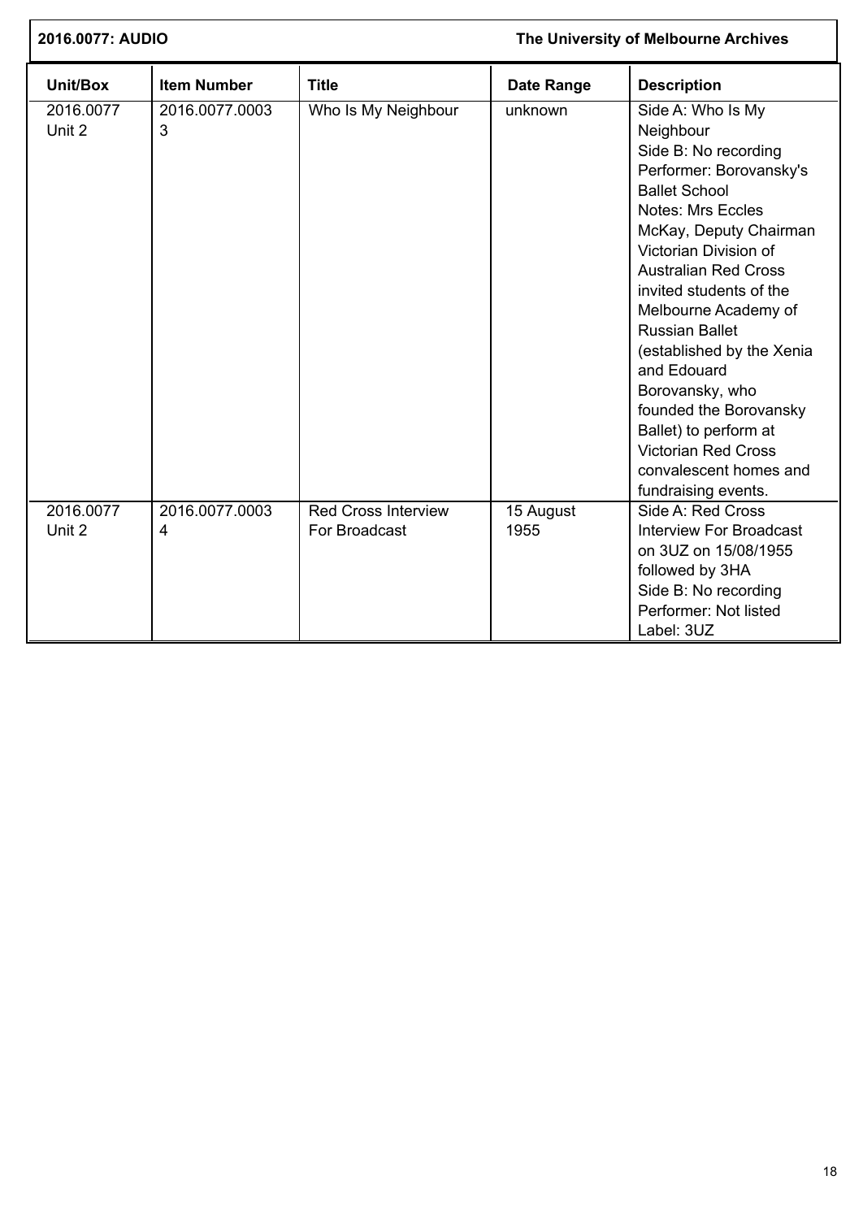| Unit/Box | Item Number | Title | Date Range | Description |
|---|---|---|---|---|
| 2016.0077 Unit 2 | 2016.0077.0003 3 | Who Is My Neighbour | unknown | Side A: Who Is My Neighbour<br>Side B: No recording<br>Performer: Borovansky's Ballet School<br>Notes: Mrs Eccles McKay, Deputy Chairman Victorian Division of Australian Red Cross invited students of the Melbourne Academy of Russian Ballet (established by the Xenia and Edouard Borovansky, who founded the Borovansky Ballet) to perform at Victorian Red Cross convalescent homes and fundraising events. |
| 2016.0077 Unit 2 | 2016.0077.0003 4 | Red Cross Interview For Broadcast | 15 August 1955 | Side A: Red Cross Interview For Broadcast on 3UZ on 15/08/1955 followed by 3HA<br>Side B: No recording<br>Performer: Not listed<br>Label: 3UZ |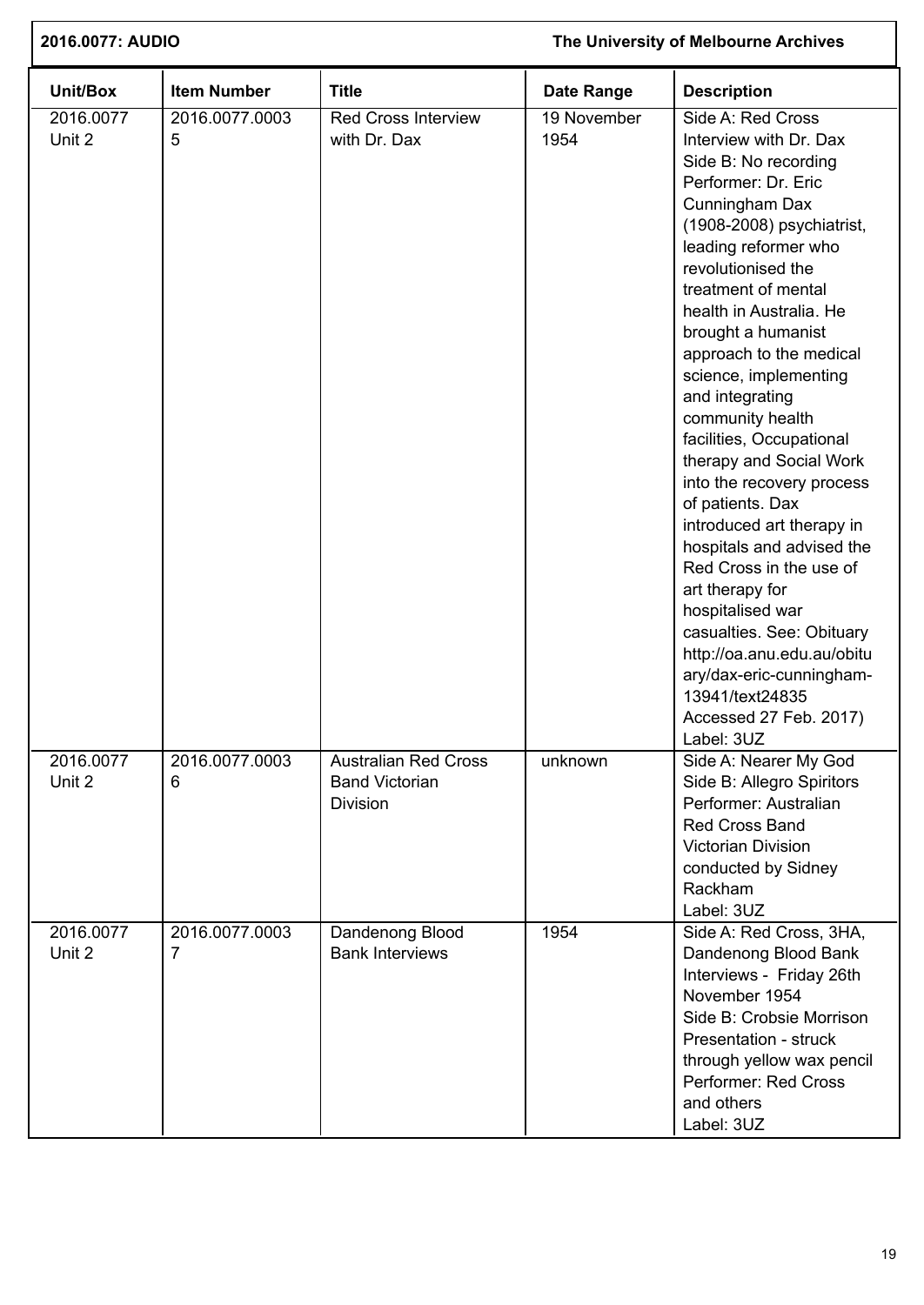| Unit/Box | Item Number | Title | Date Range | Description |
|---|---|---|---|---|
| 2016.0077 Unit 2 | 2016.0077.00035 | Red Cross Interview with Dr. Dax | 19 November 1954 | Side A: Red Cross Interview with Dr. Dax<br>Side B: No recording<br>Performer: Dr. Eric Cunningham Dax (1908-2008) psychiatrist, leading reformer who revolutionised the treatment of mental health in Australia. He brought a humanist approach to the medical science, implementing and integrating community health facilities, Occupational therapy and Social Work into the recovery process of patients. Dax introduced art therapy in hospitals and advised the Red Cross in the use of art therapy for hospitalised war casualties. See: Obituary http://oa.anu.edu.au/obituary/dax-eric-cunningham-13941/text24835 Accessed 27 Feb. 2017)<br>Label: 3UZ |
| 2016.0077 Unit 2 | 2016.0077.00036 | Australian Red Cross Band Victorian Division | unknown | Side A: Nearer My God<br>Side B: Allegro Spiritors<br>Performer: Australian Red Cross Band Victorian Division conducted by Sidney Rackham<br>Label: 3UZ |
| 2016.0077 Unit 2 | 2016.0077.00037 | Dandenong Blood Bank Interviews | 1954 | Side A: Red Cross, 3HA, Dandenong Blood Bank Interviews - Friday 26th November 1954<br>Side B: Crobsie Morrison Presentation - struck through yellow wax pencil<br>Performer: Red Cross and others<br>Label: 3UZ |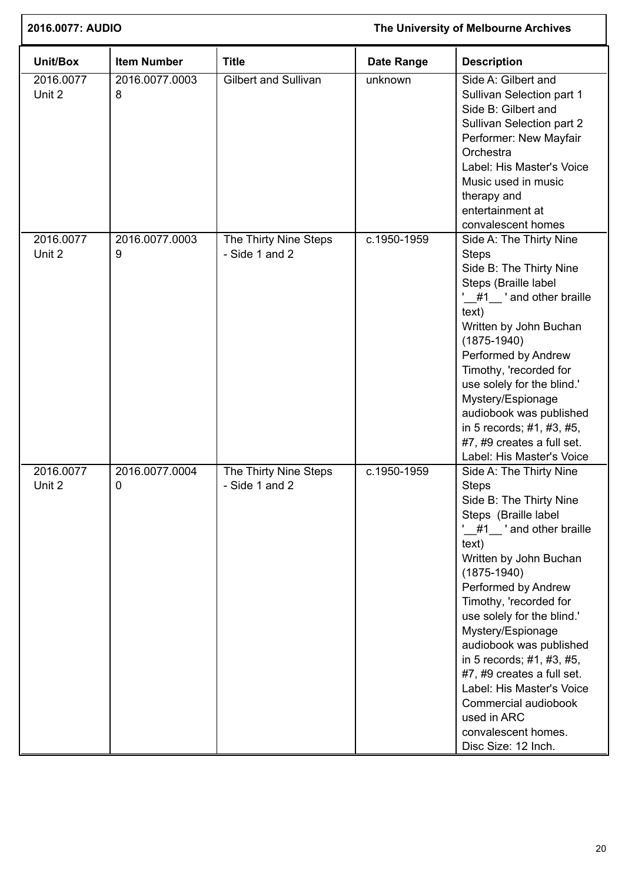| Unit/Box | Item Number | Title | Date Range | Description |
|---|---|---|---|---|
| 2016.0077 Unit 2 | 2016.0077.00038 | Gilbert and Sullivan | unknown | Side A: Gilbert and Sullivan Selection part 1<br>Side B: Gilbert and Sullivan Selection part 2<br>Performer: New Mayfair Orchestra<br>Label: His Master's Voice<br>Music used in music therapy and entertainment at convalescent homes |
| 2016.0077 Unit 2 | 2016.0077.00039 | The Thirty Nine Steps - Side 1 and 2 | c.1950-1959 | Side A: The Thirty Nine Steps<br>Side B: The Thirty Nine Steps (Braille label '__#1__ ' and other braille text)<br>Written by John Buchan (1875-1940)<br>Performed by Andrew Timothy, 'recorded for use solely for the blind.'<br>Mystery/Espionage audiobook was published in 5 records; #1, #3, #5, #7, #9 creates a full set.<br>Label: His Master's Voice |
| 2016.0077 Unit 2 | 2016.0077.00040 | The Thirty Nine Steps - Side 1 and 2 | c.1950-1959 | Side A: The Thirty Nine Steps<br>Side B: The Thirty Nine Steps (Braille label '__#1__ ' and other braille text)<br>Written by John Buchan (1875-1940)<br>Performed by Andrew Timothy, 'recorded for use solely for the blind.'<br>Mystery/Espionage audiobook was published in 5 records; #1, #3, #5, #7, #9 creates a full set.<br>Label: His Master's Voice<br>Commercial audiobook used in ARC convalescent homes.<br>Disc Size: 12 Inch. |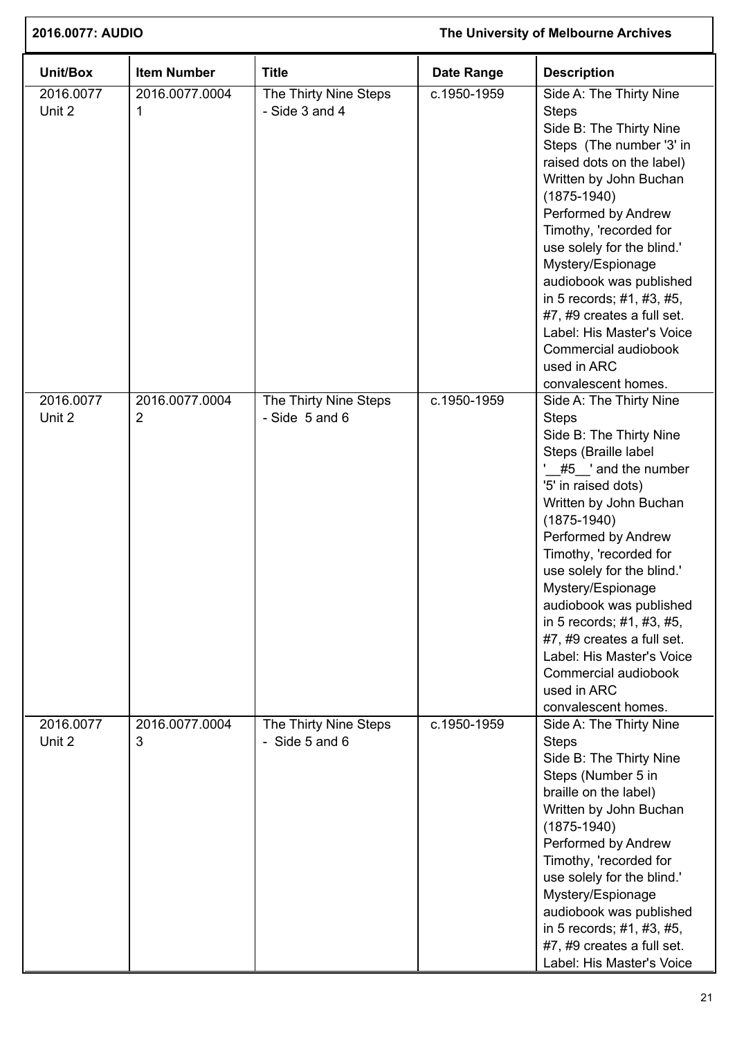| Unit/Box | Item Number | Title | Date Range | Description |
|---|---|---|---|---|
| 2016.0077 Unit 2 | 2016.0077.00041 | The Thirty Nine Steps - Side 3 and 4 | c.1950-1959 | Side A: The Thirty Nine Steps<br>Side B: The Thirty Nine Steps (The number '3' in raised dots on the label)<br>Written by John Buchan (1875-1940)<br>Performed by Andrew Timothy, 'recorded for use solely for the blind.'<br>Mystery/Espionage audiobook was published in 5 records; #1, #3, #5, #7, #9 creates a full set.<br>Label: His Master's Voice<br>Commercial audiobook used in ARC convalescent homes. |
| 2016.0077 Unit 2 | 2016.0077.00042 | The Thirty Nine Steps - Side 5 and 6 | c.1950-1959 | Side A: The Thirty Nine Steps<br>Side B: The Thirty Nine Steps (Braille label '__#5__' and the number '5' in raised dots)<br>Written by John Buchan (1875-1940)<br>Performed by Andrew Timothy, 'recorded for use solely for the blind.'<br>Mystery/Espionage audiobook was published in 5 records; #1, #3, #5, #7, #9 creates a full set.<br>Label: His Master's Voice<br>Commercial audiobook used in ARC convalescent homes. |
| 2016.0077 Unit 2 | 2016.0077.00043 | The Thirty Nine Steps - Side 5 and 6 | c.1950-1959 | Side A: The Thirty Nine Steps<br>Side B: The Thirty Nine Steps (Number 5 in braille on the label)<br>Written by John Buchan (1875-1940)<br>Performed by Andrew Timothy, 'recorded for use solely for the blind.'<br>Mystery/Espionage audiobook was published in 5 records; #1, #3, #5, #7, #9 creates a full set.<br>Label: His Master's Voice |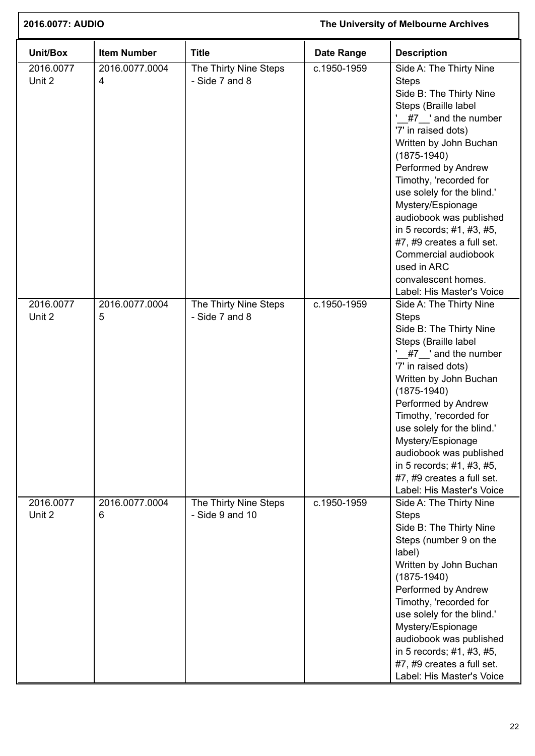| Unit/Box | Item Number | Title | Date Range | Description |
|---|---|---|---|---|
| 2016.0077 Unit 2 | 2016.0077.0004 4 | The Thirty Nine Steps - Side 7 and 8 | c.1950-1959 | Side A: The Thirty Nine Steps<br>Side B: The Thirty Nine Steps (Braille label '__#7__' and the number '7' in raised dots)<br>Written by John Buchan (1875-1940)<br>Performed by Andrew Timothy, 'recorded for use solely for the blind.'<br>Mystery/Espionage audiobook was published in 5 records; #1, #3, #5, #7, #9 creates a full set.<br>Commercial audiobook used in ARC convalescent homes.<br>Label: His Master's Voice |
| 2016.0077 Unit 2 | 2016.0077.0004 5 | The Thirty Nine Steps - Side 7 and 8 | c.1950-1959 | Side A: The Thirty Nine Steps<br>Side B: The Thirty Nine Steps (Braille label '__#7__' and the number '7' in raised dots)<br>Written by John Buchan (1875-1940)<br>Performed by Andrew Timothy, 'recorded for use solely for the blind.'<br>Mystery/Espionage audiobook was published in 5 records; #1, #3, #5, #7, #9 creates a full set.<br>Label: His Master's Voice |
| 2016.0077 Unit 2 | 2016.0077.0004 6 | The Thirty Nine Steps - Side 9 and 10 | c.1950-1959 | Side A: The Thirty Nine Steps<br>Side B: The Thirty Nine Steps (number 9 on the label)<br>Written by John Buchan (1875-1940)<br>Performed by Andrew Timothy, 'recorded for use solely for the blind.'<br>Mystery/Espionage audiobook was published in 5 records; #1, #3, #5, #7, #9 creates a full set.<br>Label: His Master's Voice |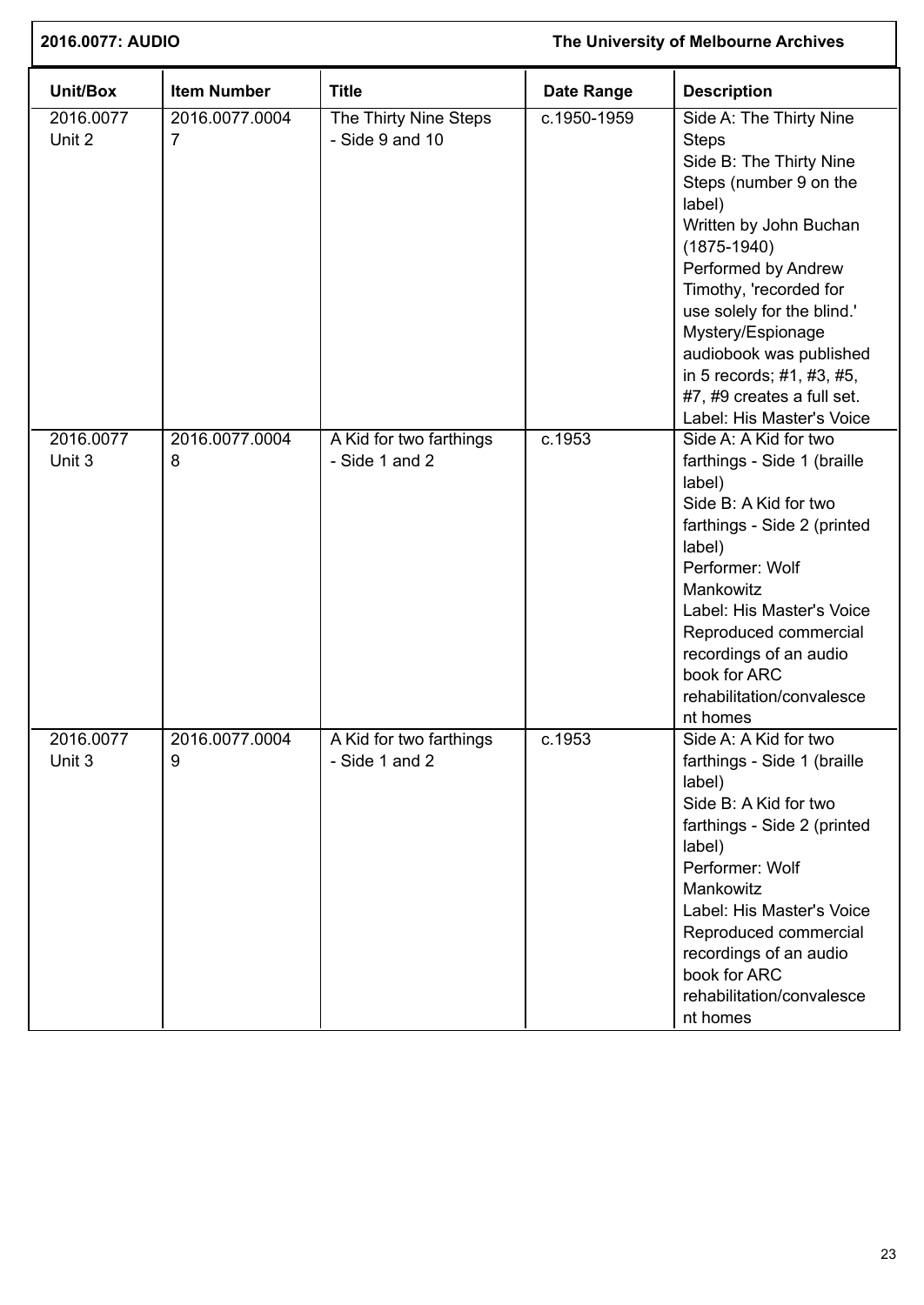| Unit/Box | Item Number | Title | Date Range | Description |
| --- | --- | --- | --- | --- |
| 2016.0077 Unit 2 | 2016.0077.00047 | The Thirty Nine Steps - Side 9 and 10 | c.1950-1959 | Side A: The Thirty Nine Steps<br>Side B: The Thirty Nine Steps (number 9 on the label)<br>Written by John Buchan (1875-1940)<br>Performed by Andrew Timothy, 'recorded for use solely for the blind.'<br>Mystery/Espionage audiobook was published in 5 records; #1, #3, #5, #7, #9 creates a full set.<br>Label: His Master's Voice |
| 2016.0077 Unit 3 | 2016.0077.00048 | A Kid for two farthings - Side 1 and 2 | c.1953 | Side A: A Kid for two farthings - Side 1 (braille label)<br>Side B: A Kid for two farthings - Side 2 (printed label)<br>Performer: Wolf Mankowitz<br>Label: His Master's Voice<br>Reproduced commercial recordings of an audio book for ARC rehabilitation/convalescent homes |
| 2016.0077 Unit 3 | 2016.0077.00049 | A Kid for two farthings - Side 1 and 2 | c.1953 | Side A: A Kid for two farthings - Side 1 (braille label)<br>Side B: A Kid for two farthings - Side 2 (printed label)<br>Performer: Wolf Mankowitz<br>Label: His Master's Voice<br>Reproduced commercial recordings of an audio book for ARC rehabilitation/convalescent homes |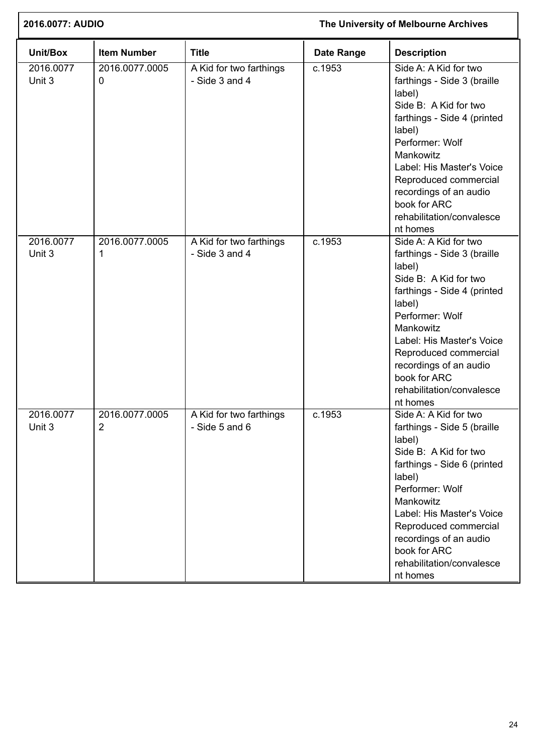| Unit/Box | Item Number | Title | Date Range | Description |
|---|---|---|---|---|
| 2016.0077 Unit 3 | 2016.0077.00050 | A Kid for two farthings - Side 3 and 4 | c.1953 | Side A: A Kid for two farthings - Side 3 (braille label)<br>Side B: A Kid for two farthings - Side 4 (printed label)<br>Performer: Wolf Mankowitz<br>Label: His Master's Voice<br>Reproduced commercial recordings of an audio book for ARC rehabilitation/convalescent homes |
| 2016.0077 Unit 3 | 2016.0077.00051 | A Kid for two farthings - Side 3 and 4 | c.1953 | Side A: A Kid for two farthings - Side 3 (braille label)<br>Side B: A Kid for two farthings - Side 4 (printed label)<br>Performer: Wolf Mankowitz<br>Label: His Master's Voice<br>Reproduced commercial recordings of an audio book for ARC rehabilitation/convalescent homes |
| 2016.0077 Unit 3 | 2016.0077.00052 | A Kid for two farthings - Side 5 and 6 | c.1953 | Side A: A Kid for two farthings - Side 5 (braille label)<br>Side B: A Kid for two farthings - Side 6 (printed label)<br>Performer: Wolf Mankowitz<br>Label: His Master's Voice<br>Reproduced commercial recordings of an audio book for ARC rehabilitation/convalescent homes |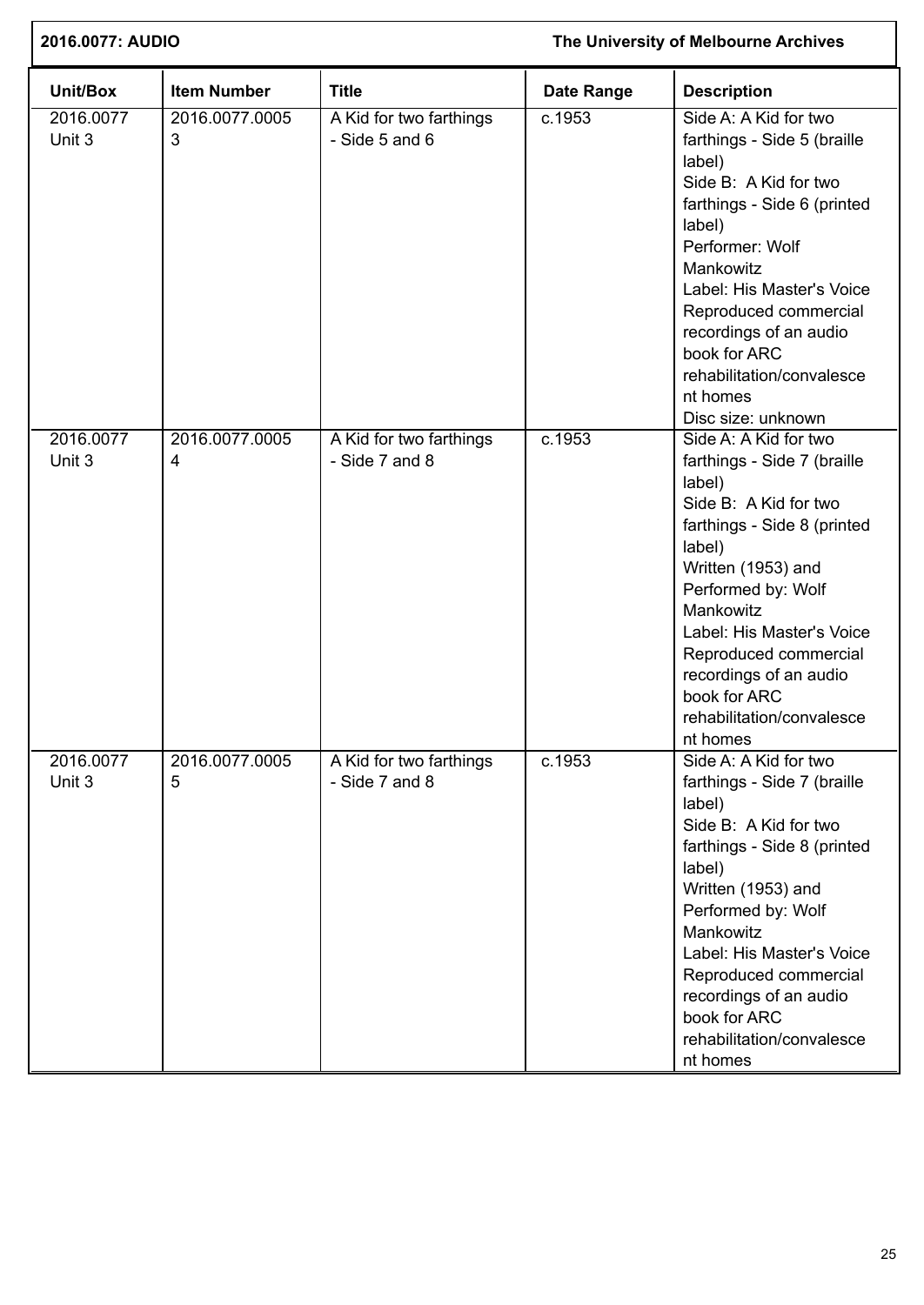| Unit/Box | Item Number | Title | Date Range | Description |
|---|---|---|---|---|
| 2016.0077 Unit 3 | 2016.0077.00053 | A Kid for two farthings - Side 5 and 6 | c.1953 | Side A: A Kid for two farthings - Side 5 (braille label)<br>Side B: A Kid for two farthings - Side 6 (printed label)<br>Performer: Wolf Mankowitz<br>Label: His Master's Voice<br>Reproduced commercial recordings of an audio book for ARC rehabilitation/convalescent homes<br>Disc size: unknown |
| 2016.0077 Unit 3 | 2016.0077.00054 | A Kid for two farthings - Side 7 and 8 | c.1953 | Side A: A Kid for two farthings - Side 7 (braille label)<br>Side B: A Kid for two farthings - Side 8 (printed label)<br>Written (1953) and Performed by: Wolf Mankowitz<br>Label: His Master's Voice<br>Reproduced commercial recordings of an audio book for ARC rehabilitation/convalescent homes |
| 2016.0077 Unit 3 | 2016.0077.00055 | A Kid for two farthings - Side 7 and 8 | c.1953 | Side A: A Kid for two farthings - Side 7 (braille label)<br>Side B: A Kid for two farthings - Side 8 (printed label)<br>Written (1953) and Performed by: Wolf Mankowitz<br>Label: His Master's Voice<br>Reproduced commercial recordings of an audio book for ARC rehabilitation/convalescent homes |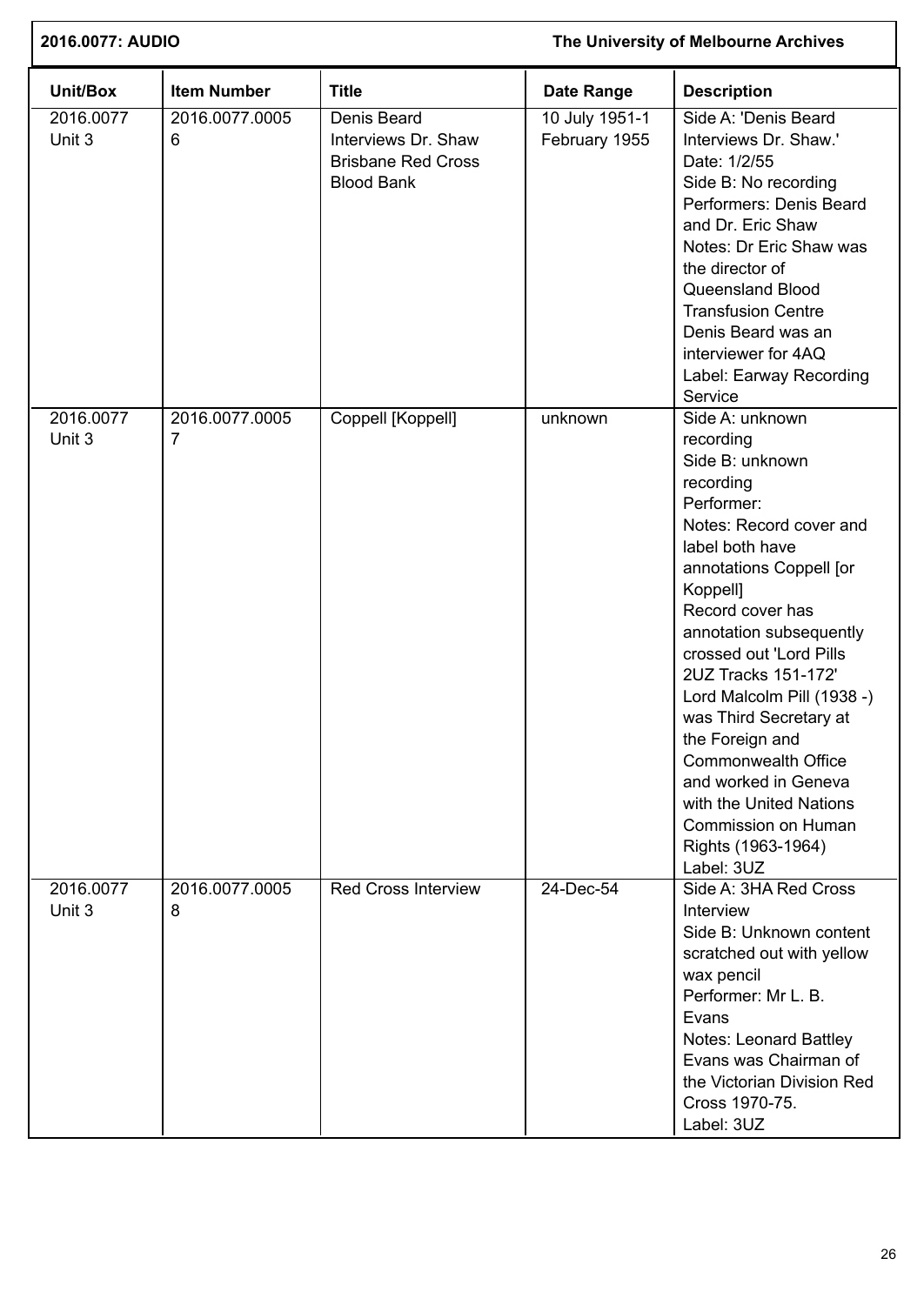| Unit/Box | Item Number | Title | Date Range | Description |
|---|---|---|---|---|
| 2016.0077 Unit 3 | 2016.0077.00056 | Denis Beard Interviews Dr. Shaw Brisbane Red Cross Blood Bank | 10 July 1951-1 February 1955 | Side A: 'Denis Beard Interviews Dr. Shaw.' Date: 1/2/55<br>Side B: No recording<br>Performers: Denis Beard and Dr. Eric Shaw<br>Notes: Dr Eric Shaw was the director of Queensland Blood Transfusion Centre Denis Beard was an interviewer for 4AQ<br>Label: Earway Recording Service |
| 2016.0077 Unit 3 | 2016.0077.00057 | Coppell [Koppell] | unknown | Side A: unknown recording<br>Side B: unknown recording<br>Performer:<br>Notes: Record cover and label both have annotations Coppell [or Koppell]<br>Record cover has annotation subsequently crossed out 'Lord Pills 2UZ Tracks 151-172'<br>Lord Malcolm Pill (1938 -) was Third Secretary at the Foreign and Commonwealth Office and worked in Geneva with the United Nations Commission on Human Rights (1963-1964)<br>Label: 3UZ |
| 2016.0077 Unit 3 | 2016.0077.00058 | Red Cross Interview | 24-Dec-54 | Side A: 3HA Red Cross Interview<br>Side B: Unknown content scratched out with yellow wax pencil<br>Performer: Mr L. B. Evans<br>Notes: Leonard Battley Evans was Chairman of the Victorian Division Red Cross 1970-75.<br>Label: 3UZ |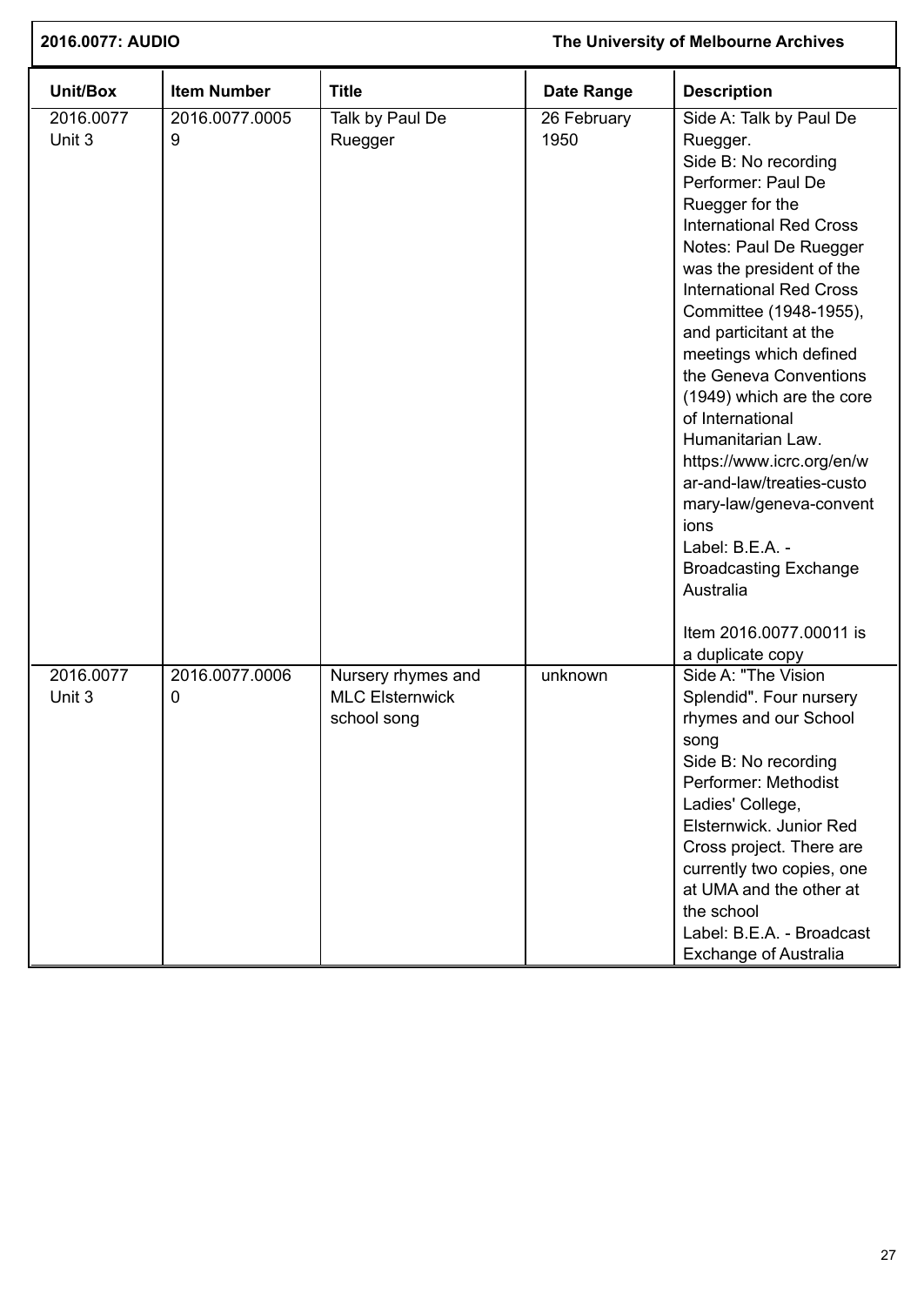| Unit/Box | Item Number | Title | Date Range | Description |
|---|---|---|---|---|
| 2016.0077 Unit 3 | 2016.0077.00059 | Talk by Paul De Ruegger | 26 February 1950 | Side A: Talk by Paul De Ruegger.<br>Side B: No recording<br>Performer: Paul De Ruegger for the International Red Cross<br>Notes: Paul De Ruegger was the president of the International Red Cross Committee (1948-1955), and particitant at the meetings which defined the Geneva Conventions (1949) which are the core of International Humanitarian Law. https://www.icrc.org/en/war-and-law/treaties-customary-law/geneva-conventions<br>Label: B.E.A. - Broadcasting Exchange Australia<br><br>Item 2016.0077.00011 is a duplicate copy |
| 2016.0077 Unit 3 | 2016.0077.00060 | Nursery rhymes and MLC Elsternwick school song | unknown | Side A: "The Vision Splendid". Four nursery rhymes and our School song<br>Side B: No recording<br>Performer: Methodist Ladies' College, Elsternwick. Junior Red Cross project. There are currently two copies, one at UMA and the other at the school<br>Label: B.E.A. - Broadcast Exchange of Australia |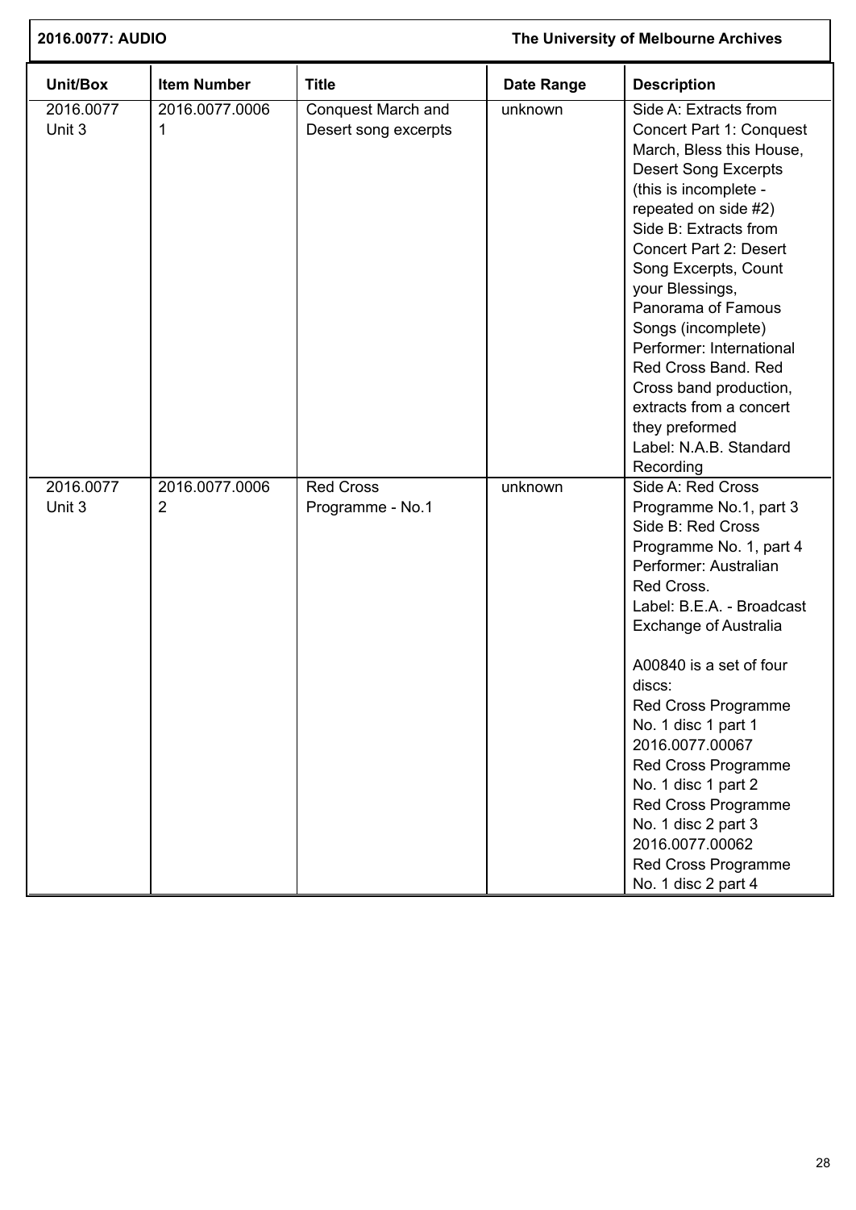| Unit/Box | Item Number | Title | Date Range | Description |
|---|---|---|---|---|
| 2016.0077 Unit 3 | 2016.0077.00061 | Conquest March and Desert song excerpts | unknown | Side A: Extracts from Concert Part 1: Conquest March, Bless this House, Desert Song Excerpts (this is incomplete - repeated on side #2) Side B: Extracts from Concert Part 2: Desert Song Excerpts, Count your Blessings, Panorama of Famous Songs (incomplete) Performer: International Red Cross Band. Red Cross band production, extracts from a concert they preformed Label: N.A.B. Standard Recording |
| 2016.0077 Unit 3 | 2016.0077.00062 | Red Cross Programme - No.1 | unknown | Side A: Red Cross Programme No.1, part 3 Side B: Red Cross Programme No. 1, part 4 Performer: Australian Red Cross. Label: B.E.A. - Broadcast Exchange of Australia<br><br>A00840 is a set of four discs: Red Cross Programme No. 1 disc 1 part 1 2016.0077.00067 Red Cross Programme No. 1 disc 1 part 2 Red Cross Programme No. 1 disc 2 part 3 2016.0077.00062 Red Cross Programme No. 1 disc 2 part 4 |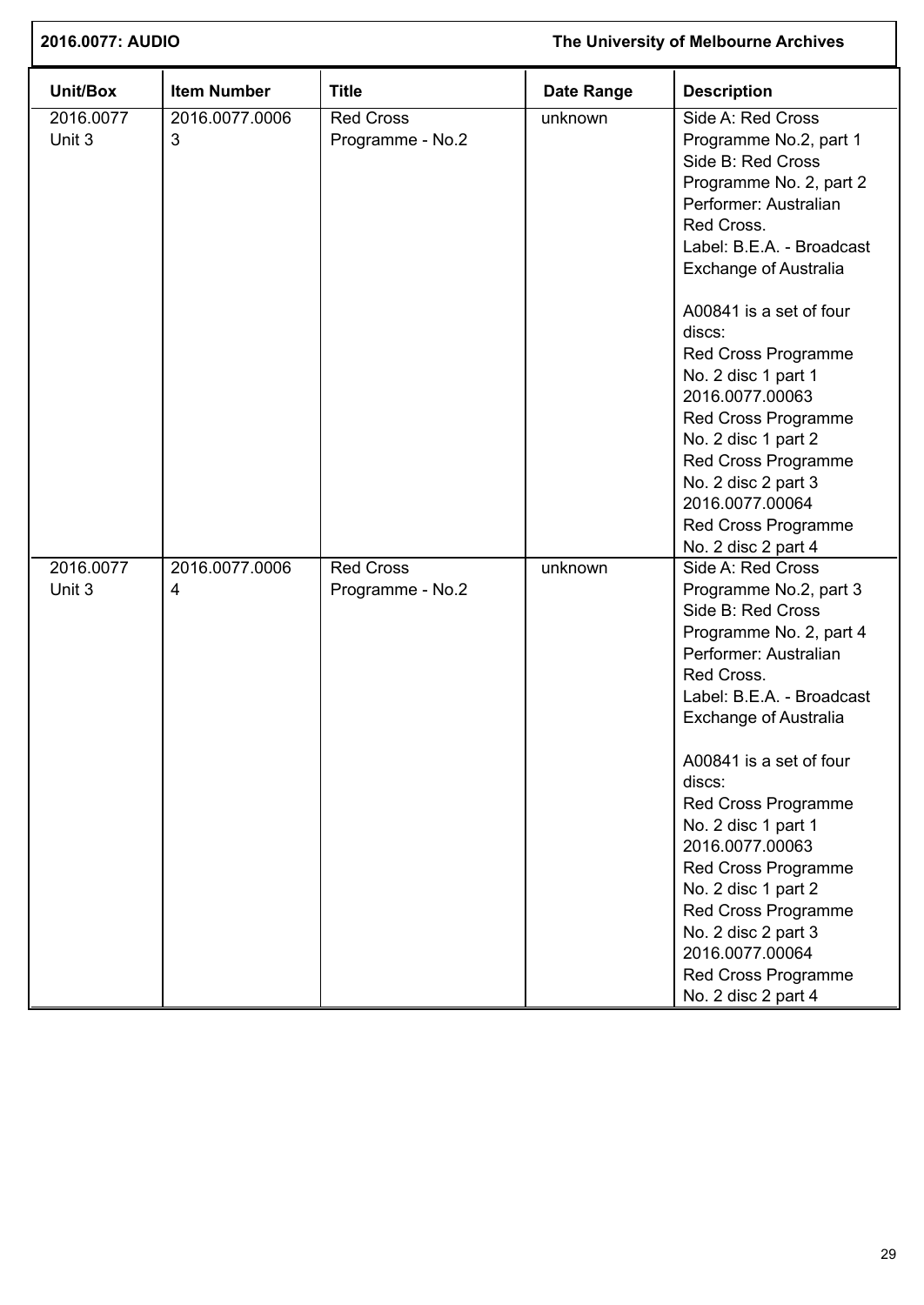| Unit/Box | Item Number | Title | Date Range | Description |
|---|---|---|---|---|
| 2016.0077 Unit 3 | 2016.0077.00063 | Red Cross Programme - No.2 | unknown | Side A: Red Cross Programme No.2, part 1<br>Side B: Red Cross Programme No. 2, part 2<br>Performer: Australian Red Cross.<br>Label: B.E.A. - Broadcast Exchange of Australia<br><br>A00841 is a set of four discs:<br>Red Cross Programme No. 2 disc 1 part 1<br>2016.0077.00063<br>Red Cross Programme No. 2 disc 1 part 2<br>Red Cross Programme No. 2 disc 2 part 3<br>2016.0077.00064<br>Red Cross Programme No. 2 disc 2 part 4 |
| 2016.0077 Unit 3 | 2016.0077.00064 | Red Cross Programme - No.2 | unknown | Side A: Red Cross Programme No.2, part 3<br>Side B: Red Cross Programme No. 2, part 4<br>Performer: Australian Red Cross.<br>Label: B.E.A. - Broadcast Exchange of Australia<br><br>A00841 is a set of four discs:<br>Red Cross Programme No. 2 disc 1 part 1<br>2016.0077.00063<br>Red Cross Programme No. 2 disc 1 part 2<br>Red Cross Programme No. 2 disc 2 part 3<br>2016.0077.00064<br>Red Cross Programme No. 2 disc 2 part 4 |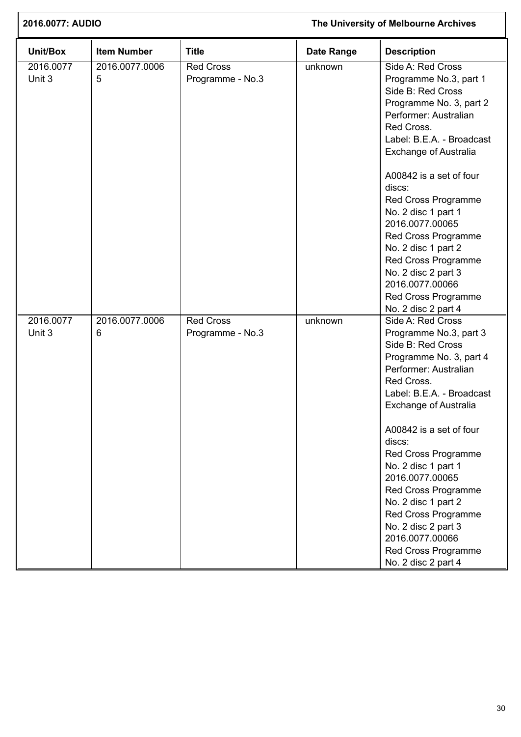| Unit/Box | Item Number | Title | Date Range | Description |
|---|---|---|---|---|
| 2016.0077 Unit 3 | 2016.0077.00065 | Red Cross Programme - No.3 | unknown | Side A: Red Cross Programme No.3, part 1<br>Side B: Red Cross Programme No. 3, part 2<br>Performer: Australian Red Cross.<br>Label: B.E.A. - Broadcast Exchange of Australia<br><br>A00842 is a set of four discs:<br>Red Cross Programme No. 2 disc 1 part 1<br>2016.0077.00065<br>Red Cross Programme No. 2 disc 1 part 2<br>Red Cross Programme No. 2 disc 2 part 3<br>2016.0077.00066<br>Red Cross Programme No. 2 disc 2 part 4 |
| 2016.0077 Unit 3 | 2016.0077.00066 | Red Cross Programme - No.3 | unknown | Side A: Red Cross Programme No.3, part 3<br>Side B: Red Cross Programme No. 3, part 4<br>Performer: Australian Red Cross.<br>Label: B.E.A. - Broadcast Exchange of Australia<br><br>A00842 is a set of four discs:<br>Red Cross Programme No. 2 disc 1 part 1<br>2016.0077.00065<br>Red Cross Programme No. 2 disc 1 part 2<br>Red Cross Programme No. 2 disc 2 part 3<br>2016.0077.00066<br>Red Cross Programme No. 2 disc 2 part 4 |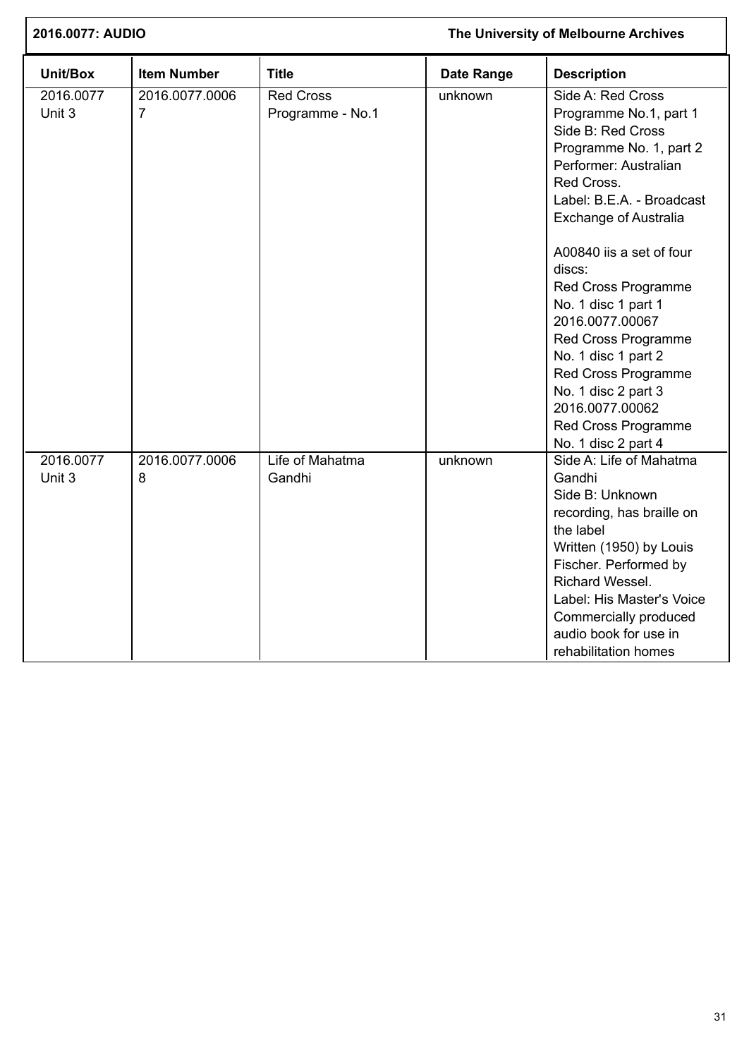| Unit/Box | Item Number | Title | Date Range | Description |
|---|---|---|---|---|
| 2016.0077 Unit 3 | 2016.0077.00067 | Red Cross Programme - No.1 | unknown | Side A: Red Cross Programme No.1, part 1<br>Side B: Red Cross Programme No. 1, part 2<br>Performer: Australian Red Cross.<br>Label: B.E.A. - Broadcast Exchange of Australia<br><br>A00840 iis a set of four discs:<br>Red Cross Programme No. 1 disc 1 part 1<br>2016.0077.00067<br>Red Cross Programme No. 1 disc 1 part 2<br>Red Cross Programme No. 1 disc 2 part 3<br>2016.0077.00062<br>Red Cross Programme No. 1 disc 2 part 4 |
| 2016.0077 Unit 3 | 2016.0077.00068 | Life of Mahatma Gandhi | unknown | Side A: Life of Mahatma Gandhi<br>Side B: Unknown recording, has braille on the label<br>Written (1950) by Louis Fischer. Performed by Richard Wessel.<br>Label: His Master's Voice<br>Commercially produced audio book for use in rehabilitation homes |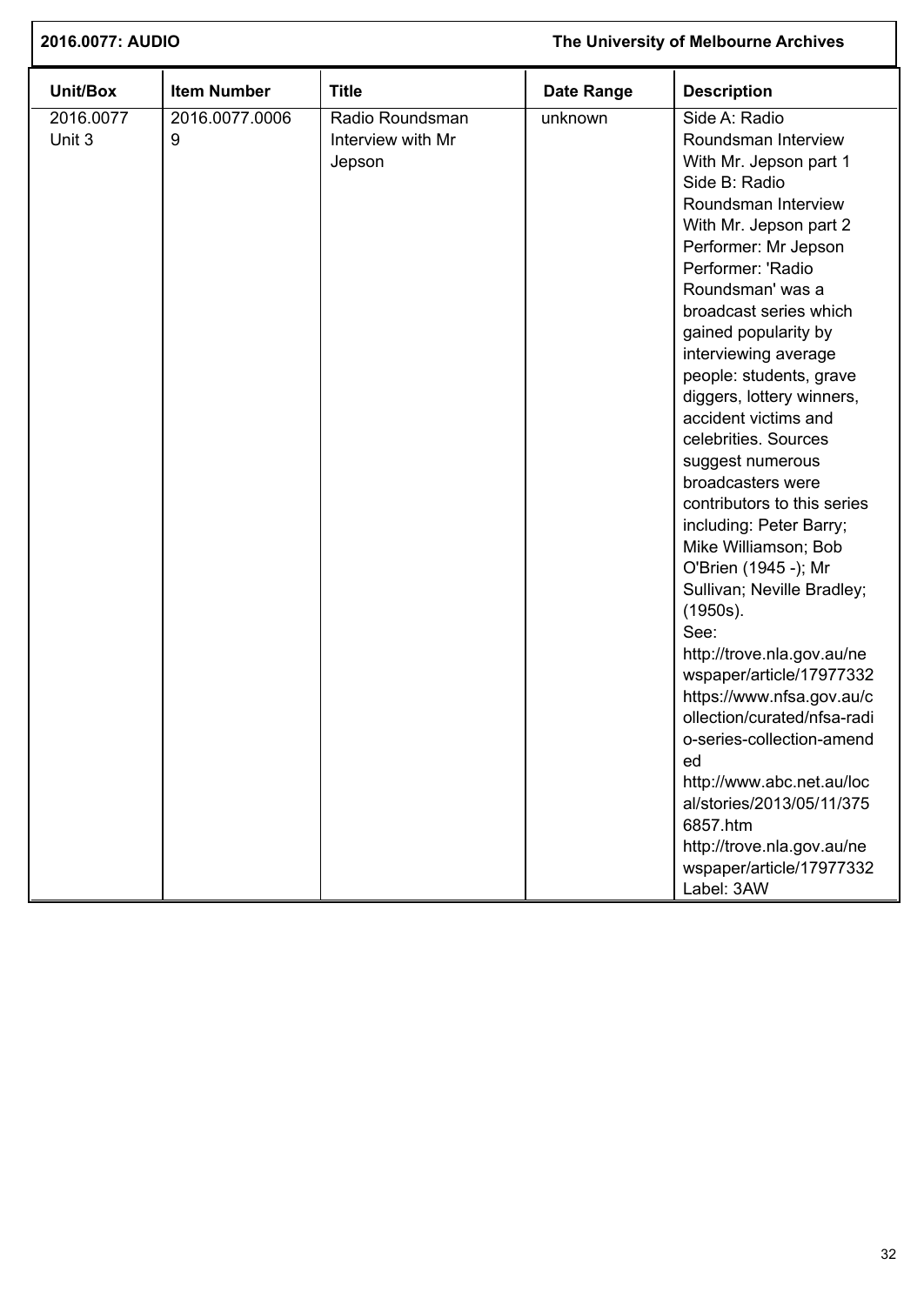| Unit/Box | Item Number | Title | Date Range | Description |
| --- | --- | --- | --- | --- |
| 2016.0077 Unit 3 | 2016.0077.00069 | Radio Roundsman Interview with Mr Jepson | unknown | Side A: Radio Roundsman Interview With Mr. Jepson part 1 Side B: Radio Roundsman Interview With Mr. Jepson part 2 Performer: Mr Jepson Performer: 'Radio Roundsman' was a broadcast series which gained popularity by interviewing average people: students, grave diggers, lottery winners, accident victims and celebrities. Sources suggest numerous broadcasters were contributors to this series including: Peter Barry; Mike Williamson; Bob O'Brien (1945 -); Mr Sullivan; Neville Bradley; (1950s). See: http://trove.nla.gov.au/newspaper/article/17977332 https://www.nfsa.gov.au/collection/curated/nfsa-radio-series-collection-amended http://www.abc.net.au/local/stories/2013/05/11/3756857.htm http://trove.nla.gov.au/newspaper/article/17977332 Label: 3AW |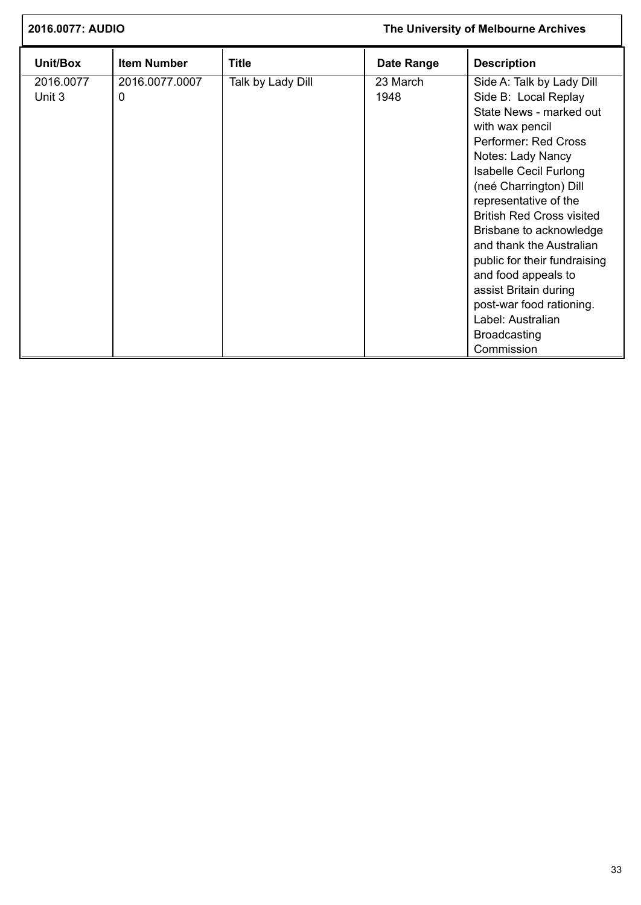| Unit/Box | Item Number | Title | Date Range | Description |
|---|---|---|---|---|
| 2016.0077 Unit 3 | 2016.0077.0007 0 | Talk by Lady Dill | 23 March 1948 | Side A: Talk by Lady Dill Side B: Local Replay State News - marked out with wax pencil Performer: Red Cross Notes: Lady Nancy Isabelle Cecil Furlong (neé Charrington) Dill representative of the British Red Cross visited Brisbane to acknowledge and thank the Australian public for their fundraising and food appeals to assist Britain during post-war food rationing. Label: Australian Broadcasting Commission |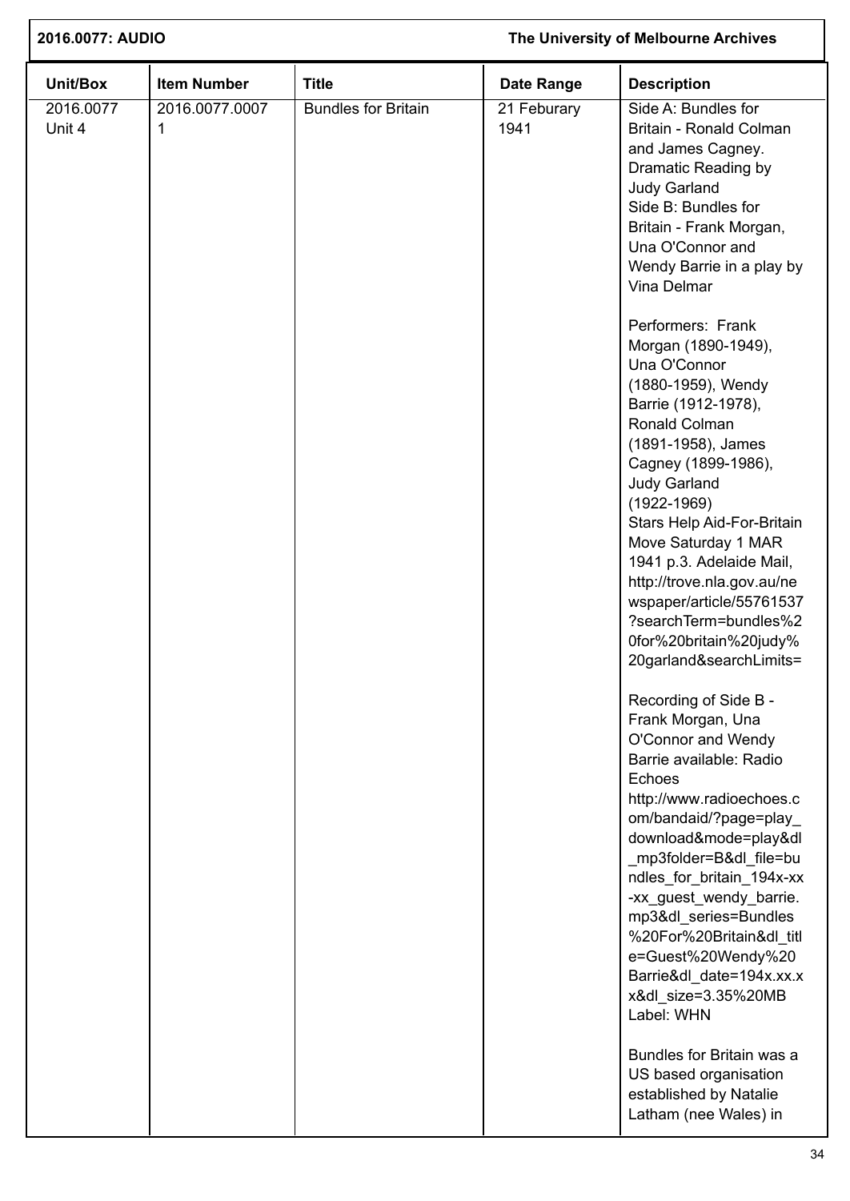| Unit/Box | Item Number | Title | Date Range | Description |
| --- | --- | --- | --- | --- |
| 2016.0077 Unit 4 | 2016.0077.0007 1 | Bundles for Britain | 21 Feburary 1941 | Side A: Bundles for Britain - Ronald Colman and James Cagney. Dramatic Reading by Judy Garland<br>Side B: Bundles for Britain - Frank Morgan, Una O'Connor and Wendy Barrie in a play by Vina Delmar<br><br>Performers: Frank Morgan (1890-1949), Una O'Connor (1880-1959), Wendy Barrie (1912-1978), Ronald Colman (1891-1958), James Cagney (1899-1986), Judy Garland (1922-1969)<br>Stars Help Aid-For-Britain Move Saturday 1 MAR 1941 p.3. Adelaide Mail, http://trove.nla.gov.au/newspaper/article/55761537?searchTerm=bundles%20for%20britain%20judy%20garland&searchLimits=<br><br>Recording of Side B - Frank Morgan, Una O'Connor and Wendy Barrie available: Radio Echoes http://www.radioechoes.com/bandaid/?page=play_download&mode=play&dl_mp3folder=B&dl_file=bundles_for_britain_194x-xx-xx_guest_wendy_barrie.mp3&dl_series=Bundles%20For%20Britain&dl_title=Guest%20Wendy%20Barrie&dl_date=194x.xx.xx&dl_size=3.35%20MB<br>Label: WHN<br><br>Bundles for Britain was a US based organisation established by Natalie Latham (nee Wales) in |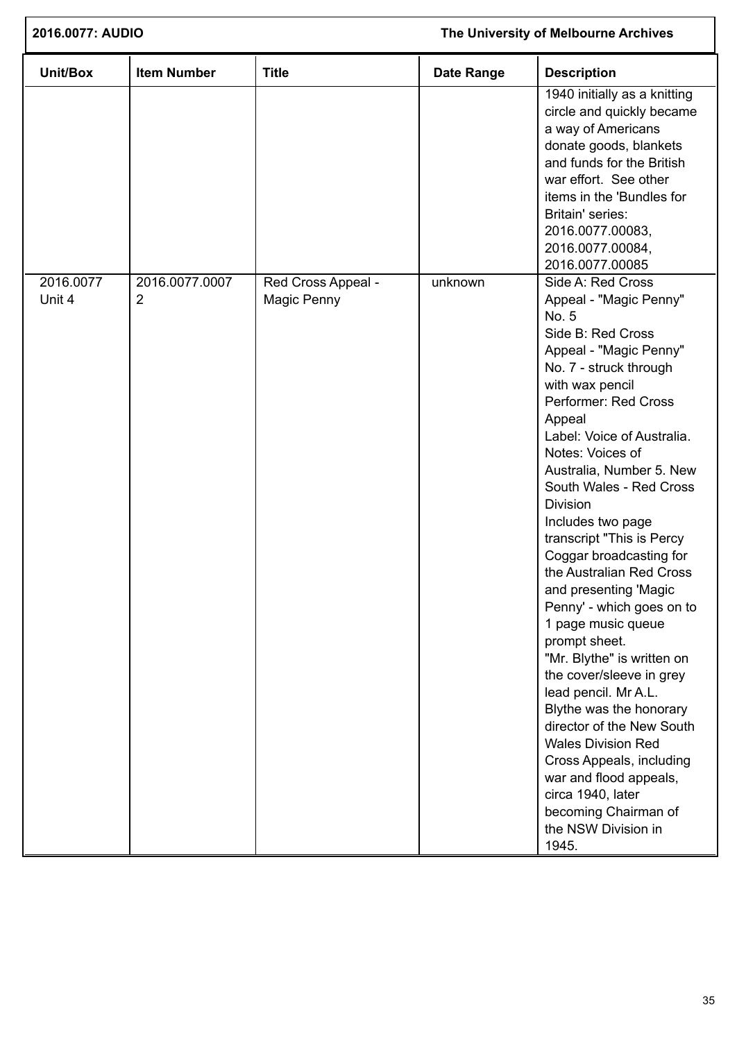| Unit/Box | Item Number | Title | Date Range | Description |
|---|---|---|---|---|
| | | | | 1940 initially as a knitting circle and quickly became a way of Americans donate goods, blankets and funds for the British war effort. See other items in the 'Bundles for Britain' series: 2016.0077.00083, 2016.0077.00084, 2016.0077.00085 |
| 2016.0077 Unit 4 | 2016.0077.00072 | Red Cross Appeal - Magic Penny | unknown | Side A: Red Cross Appeal - "Magic Penny" No. 5<br>Side B: Red Cross Appeal - "Magic Penny" No. 7 - struck through with wax pencil<br>Performer: Red Cross Appeal<br>Label: Voice of Australia.<br>Notes: Voices of Australia, Number 5. New South Wales - Red Cross Division<br>Includes two page transcript "This is Percy Coggar broadcasting for the Australian Red Cross and presenting 'Magic Penny' - which goes on to 1 page music queue prompt sheet.<br>"Mr. Blythe" is written on the cover/sleeve in grey lead pencil. Mr A.L. Blythe was the honorary director of the New South Wales Division Red Cross Appeals, including war and flood appeals, circa 1940, later becoming Chairman of the NSW Division in 1945. |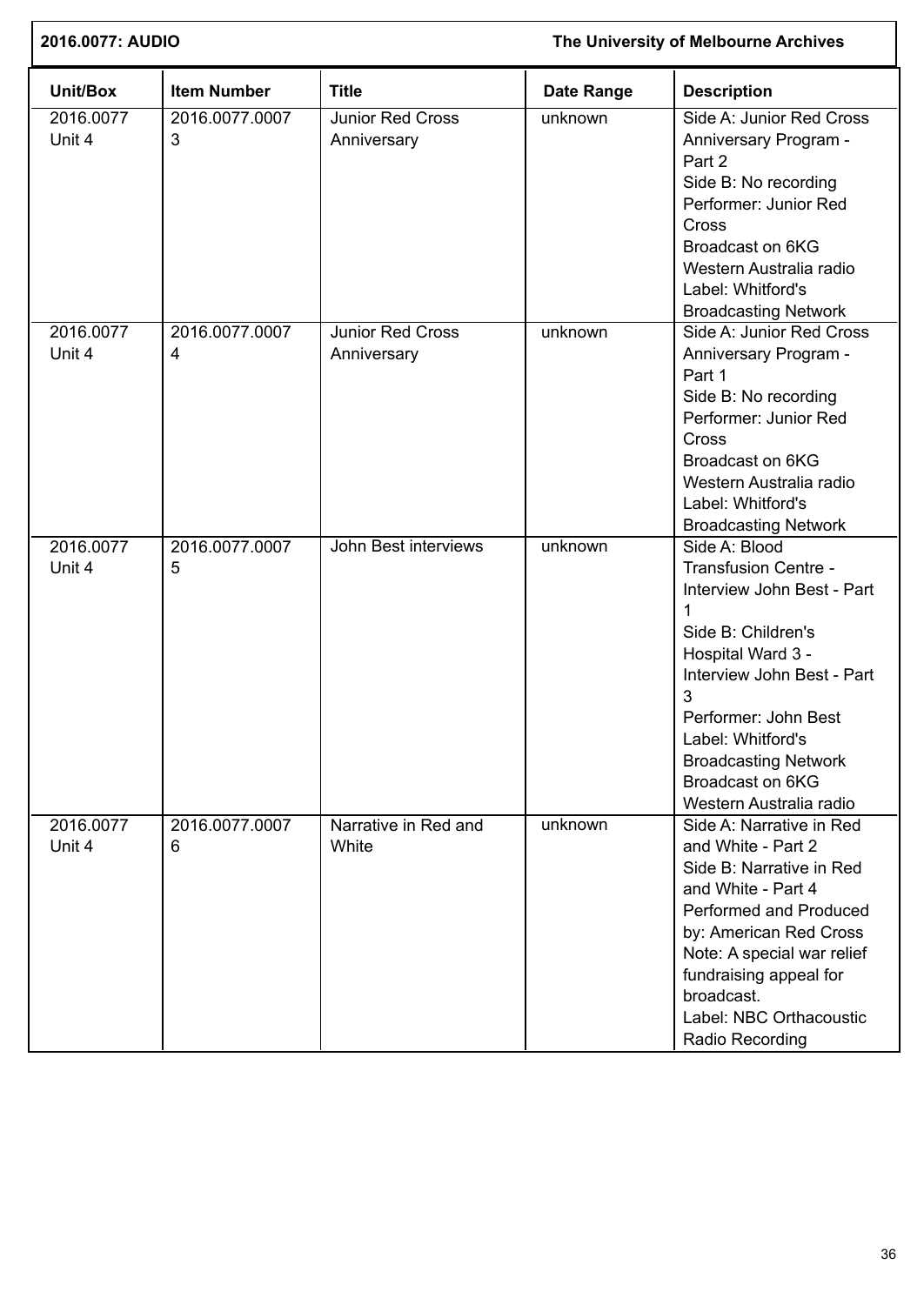| Unit/Box | Item Number | Title | Date Range | Description |
|---|---|---|---|---|
| 2016.0077 Unit 4 | 2016.0077.0007 3 | Junior Red Cross Anniversary | unknown | Side A: Junior Red Cross Anniversary Program - Part 2<br>Side B: No recording<br>Performer: Junior Red Cross<br>Broadcast on 6KG Western Australia radio<br>Label: Whitford's Broadcasting Network |
| 2016.0077 Unit 4 | 2016.0077.0007 4 | Junior Red Cross Anniversary | unknown | Side A: Junior Red Cross Anniversary Program - Part 1<br>Side B: No recording<br>Performer: Junior Red Cross<br>Broadcast on 6KG Western Australia radio<br>Label: Whitford's Broadcasting Network |
| 2016.0077 Unit 4 | 2016.0077.0007 5 | John Best interviews | unknown | Side A: Blood Transfusion Centre - Interview John Best - Part 1<br>Side B: Children's Hospital Ward 3 - Interview John Best - Part 3<br>Performer: John Best<br>Label: Whitford's Broadcasting Network<br>Broadcast on 6KG Western Australia radio |
| 2016.0077 Unit 4 | 2016.0077.0007 6 | Narrative in Red and White | unknown | Side A: Narrative in Red and White - Part 2<br>Side B: Narrative in Red and White - Part 4<br>Performed and Produced by: American Red Cross<br>Note: A special war relief fundraising appeal for broadcast.<br>Label: NBC Orthacoustic Radio Recording |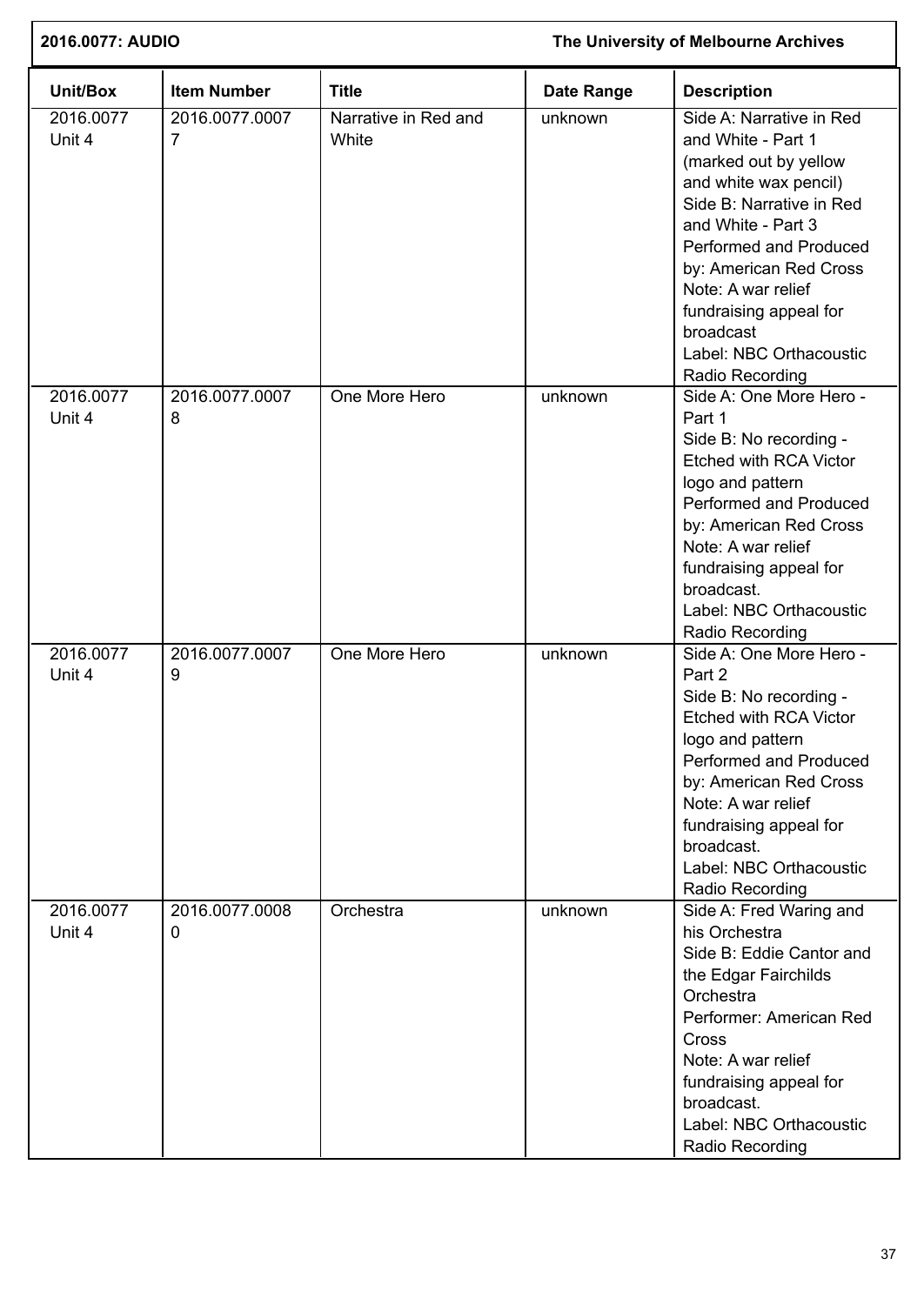| Unit/Box | Item Number | Title | Date Range | Description |
|---|---|---|---|---|
| 2016.0077 Unit 4 | 2016.0077.00077 | Narrative in Red and White | unknown | Side A: Narrative in Red and White - Part 1 (marked out by yellow and white wax pencil)<br>Side B: Narrative in Red and White - Part 3<br>Performed and Produced by: American Red Cross<br>Note: A war relief fundraising appeal for broadcast<br>Label: NBC Orthacoustic Radio Recording |
| 2016.0077 Unit 4 | 2016.0077.00078 | One More Hero | unknown | Side A: One More Hero - Part 1<br>Side B: No recording - Etched with RCA Victor logo and pattern<br>Performed and Produced by: American Red Cross<br>Note: A war relief fundraising appeal for broadcast.<br>Label: NBC Orthacoustic Radio Recording |
| 2016.0077 Unit 4 | 2016.0077.00079 | One More Hero | unknown | Side A: One More Hero - Part 2<br>Side B: No recording - Etched with RCA Victor logo and pattern<br>Performed and Produced by: American Red Cross<br>Note: A war relief fundraising appeal for broadcast.<br>Label: NBC Orthacoustic Radio Recording |
| 2016.0077 Unit 4 | 2016.0077.00080 | Orchestra | unknown | Side A: Fred Waring and his Orchestra<br>Side B: Eddie Cantor and the Edgar Fairchilds Orchestra<br>Performer: American Red Cross<br>Note: A war relief fundraising appeal for broadcast.<br>Label: NBC Orthacoustic Radio Recording |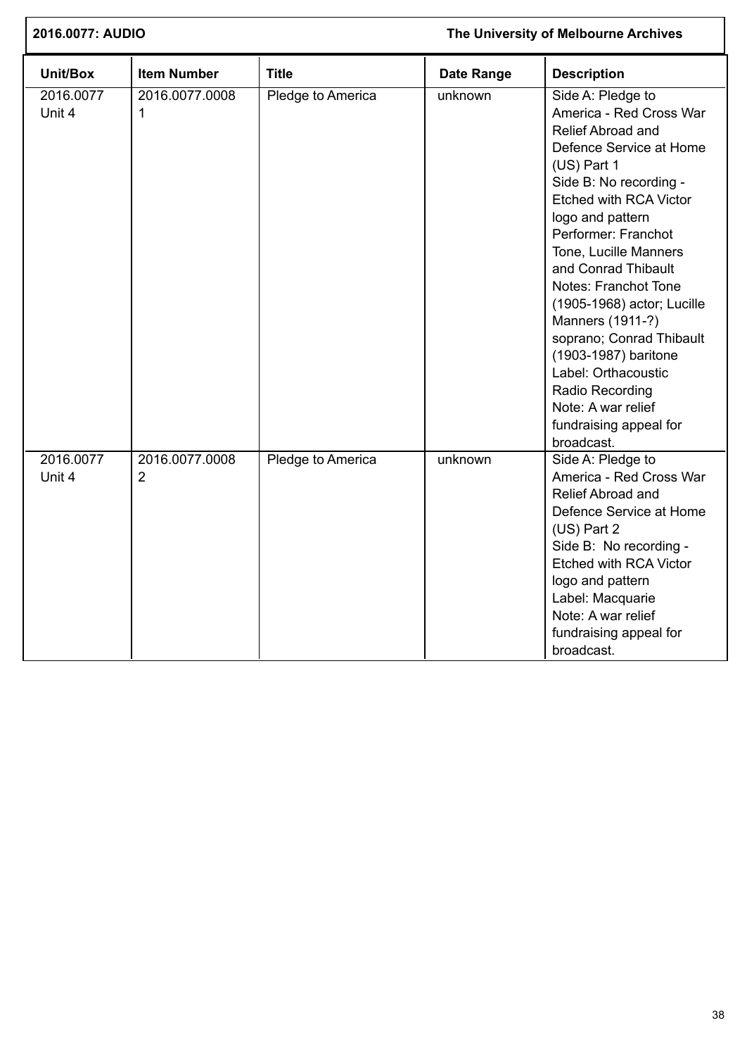| Unit/Box | Item Number | Title | Date Range | Description |
|---|---|---|---|---|
| 2016.0077 Unit 4 | 2016.0077.00081 | Pledge to America | unknown | Side A: Pledge to America - Red Cross War Relief Abroad and Defence Service at Home (US) Part 1<br>Side B: No recording - Etched with RCA Victor logo and pattern<br>Performer: Franchot Tone, Lucille Manners and Conrad Thibault<br>Notes: Franchot Tone (1905-1968) actor; Lucille Manners (1911-?) soprano; Conrad Thibault (1903-1987) baritone<br>Label: Orthacoustic Radio Recording<br>Note: A war relief fundraising appeal for broadcast. |
| 2016.0077 Unit 4 | 2016.0077.00082 | Pledge to America | unknown | Side A: Pledge to America - Red Cross War Relief Abroad and Defence Service at Home (US) Part 2<br>Side B: No recording - Etched with RCA Victor logo and pattern<br>Label: Macquarie<br>Note: A war relief fundraising appeal for broadcast. |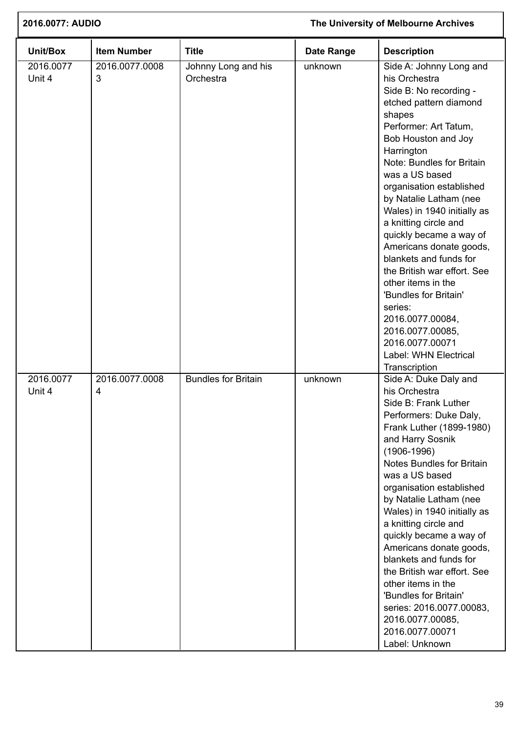| Unit/Box | Item Number | Title | Date Range | Description |
|---|---|---|---|---|
| 2016.0077 Unit 4 | 2016.0077.00083 | Johnny Long and his Orchestra | unknown | Side A: Johnny Long and his Orchestra<br>Side B: No recording - etched pattern diamond shapes<br>Performer: Art Tatum, Bob Houston and Joy Harrington<br>Note: Bundles for Britain was a US based organisation established by Natalie Latham (nee Wales) in 1940 initially as a knitting circle and quickly became a way of Americans donate goods, blankets and funds for the British war effort. See other items in the 'Bundles for Britain' series: 2016.0077.00084, 2016.0077.00085, 2016.0077.00071<br>Label: WHN Electrical Transcription |
| 2016.0077 Unit 4 | 2016.0077.00084 | Bundles for Britain | unknown | Side A: Duke Daly and his Orchestra<br>Side B: Frank Luther<br>Performers: Duke Daly, Frank Luther (1899-1980) and Harry Sosnik (1906-1996)<br>Notes Bundles for Britain was a US based organisation established by Natalie Latham (nee Wales) in 1940 initially as a knitting circle and quickly became a way of Americans donate goods, blankets and funds for the British war effort. See other items in the 'Bundles for Britain' series: 2016.0077.00083, 2016.0077.00085, 2016.0077.00071<br>Label: Unknown |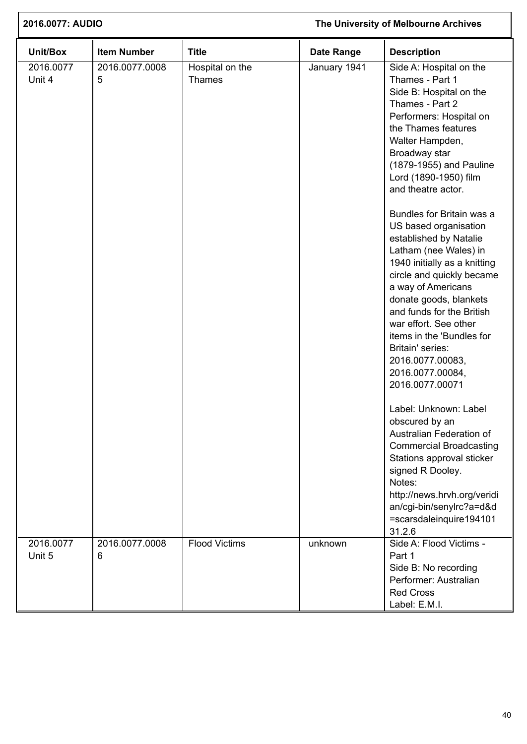**2016.0077: AUDIO** **The University of Melbourne Archives**

| Unit/Box | Item Number | Title | Date Range | Description |
|---|---|---|---|---|
| 2016.0077 Unit 4 | 2016.0077.00085 | Hospital on the Thames | January 1941 | Side A: Hospital on the Thames - Part 1<br>Side B: Hospital on the Thames - Part 2<br>Performers: Hospital on the Thames features Walter Hampden, Broadway star (1879-1955) and Pauline Lord (1890-1950) film and theatre actor.<br><br>Bundles for Britain was a US based organisation established by Natalie Latham (nee Wales) in 1940 initially as a knitting circle and quickly became a way of Americans donate goods, blankets and funds for the British war effort. See other items in the 'Bundles for Britain' series: 2016.0077.00083, 2016.0077.00084, 2016.0077.00071<br><br>Label: Unknown: Label obscured by an Australian Federation of Commercial Broadcasting Stations approval sticker signed R Dooley.<br>Notes: http://news.hrvh.org/veridian/cgi-bin/senylrc?a=d&d=scarsdaleinquire19410131.2.6 |
| 2016.0077 Unit 5 | 2016.0077.00086 | Flood Victims | unknown | Side A: Flood Victims - Part 1<br>Side B: No recording<br>Performer: Australian Red Cross<br>Label: E.M.I. |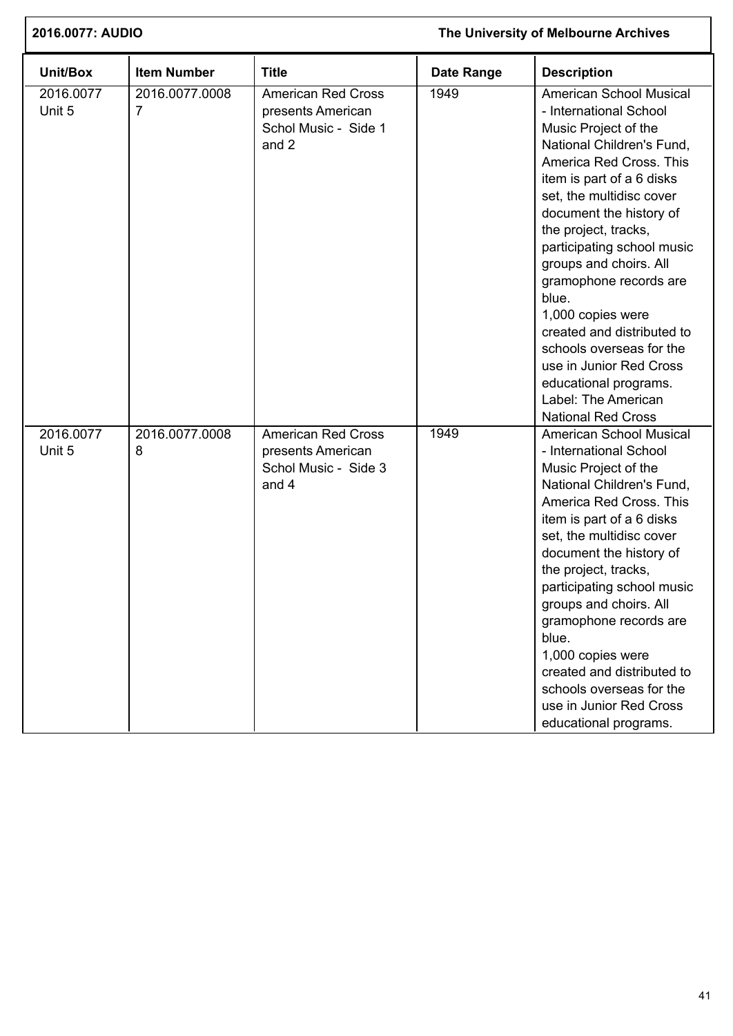| Unit/Box | Item Number | Title | Date Range | Description |
| --- | --- | --- | --- | --- |
| 2016.0077 Unit 5 | 2016.0077.00087 | American Red Cross presents American Schol Music - Side 1 and 2 | 1949 | American School Musical - International School Music Project of the National Children's Fund, America Red Cross. This item is part of a 6 disks set, the multidisc cover document the history of the project, tracks, participating school music groups and choirs. All gramophone records are blue.<br>1,000 copies were created and distributed to schools overseas for the use in Junior Red Cross educational programs.<br>Label: The American National Red Cross |
| 2016.0077 Unit 5 | 2016.0077.00088 | American Red Cross presents American Schol Music - Side 3 and 4 | 1949 | American School Musical - International School Music Project of the National Children's Fund, America Red Cross. This item is part of a 6 disks set, the multidisc cover document the history of the project, tracks, participating school music groups and choirs. All gramophone records are blue.<br>1,000 copies were created and distributed to schools overseas for the use in Junior Red Cross educational programs. |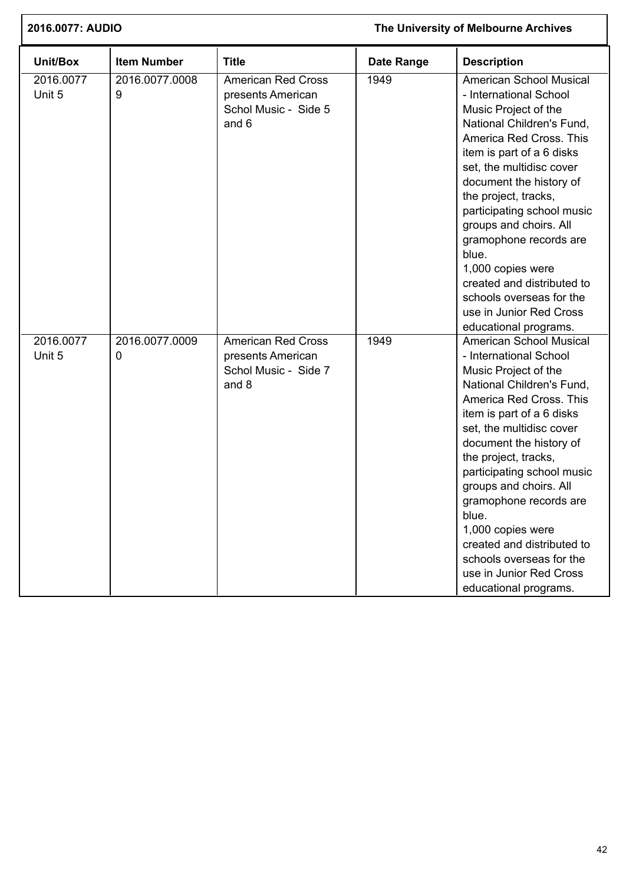| Unit/Box | Item Number | Title | Date Range | Description |
|---|---|---|---|---|
| 2016.0077 Unit 5 | 2016.0077.00089 | American Red Cross presents American Schol Music - Side 5 and 6 | 1949 | American School Musical - International School Music Project of the National Children's Fund, America Red Cross. This item is part of a 6 disks set, the multidisc cover document the history of the project, tracks, participating school music groups and choirs. All gramophone records are blue. 1,000 copies were created and distributed to schools overseas for the use in Junior Red Cross educational programs. |
| 2016.0077 Unit 5 | 2016.0077.00090 | American Red Cross presents American Schol Music - Side 7 and 8 | 1949 | American School Musical - International School Music Project of the National Children's Fund, America Red Cross. This item is part of a 6 disks set, the multidisc cover document the history of the project, tracks, participating school music groups and choirs. All gramophone records are blue. 1,000 copies were created and distributed to schools overseas for the use in Junior Red Cross educational programs. |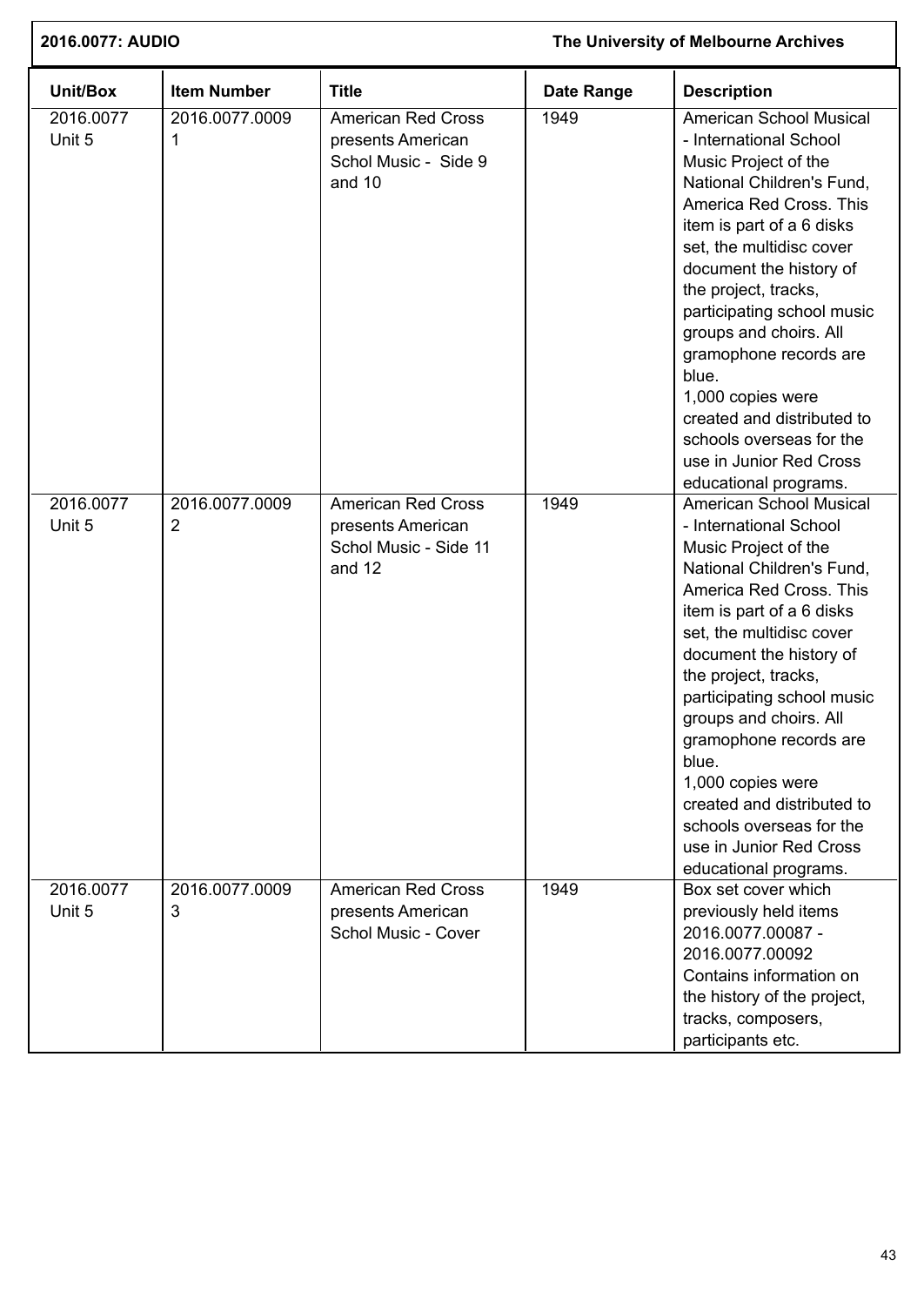| Unit/Box | Item Number | Title | Date Range | Description |
|---|---|---|---|---|
| 2016.0077 Unit 5 | 2016.0077.0009 1 | American Red Cross presents American Schol Music - Side 9 and 10 | 1949 | American School Musical - International School Music Project of the National Children's Fund, America Red Cross. This item is part of a 6 disks set, the multidisc cover document the history of the project, tracks, participating school music groups and choirs. All gramophone records are blue. 1,000 copies were created and distributed to schools overseas for the use in Junior Red Cross educational programs. |
| 2016.0077 Unit 5 | 2016.0077.0009 2 | American Red Cross presents American Schol Music - Side 11 and 12 | 1949 | American School Musical - International School Music Project of the National Children's Fund, America Red Cross. This item is part of a 6 disks set, the multidisc cover document the history of the project, tracks, participating school music groups and choirs. All gramophone records are blue. 1,000 copies were created and distributed to schools overseas for the use in Junior Red Cross educational programs. |
| 2016.0077 Unit 5 | 2016.0077.0009 3 | American Red Cross presents American Schol Music - Cover | 1949 | Box set cover which previously held items 2016.0077.00087 - 2016.0077.00092 Contains information on the history of the project, tracks, composers, participants etc. |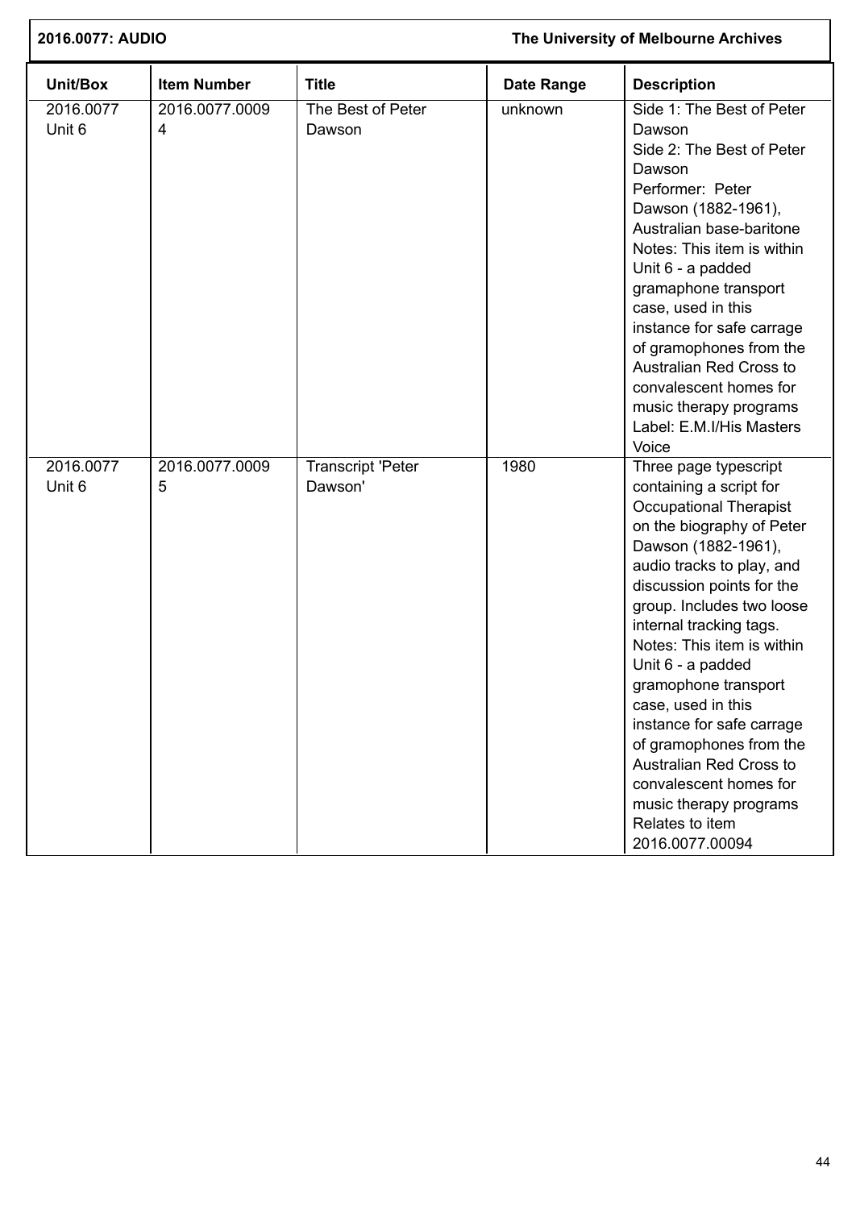| Unit/Box | Item Number | Title | Date Range | Description |
| --- | --- | --- | --- | --- |
| 2016.0077 Unit 6 | 2016.0077.00094 | The Best of Peter Dawson | unknown | Side 1: The Best of Peter Dawson<br>Side 2: The Best of Peter Dawson<br>Performer: Peter Dawson (1882-1961), Australian base-baritone<br>Notes: This item is within Unit 6 - a padded gramaphone transport case, used in this instance for safe carrage of gramophones from the Australian Red Cross to convalescent homes for music therapy programs<br>Label: E.M.I/His Masters Voice |
| 2016.0077 Unit 6 | 2016.0077.00095 | Transcript 'Peter Dawson' | 1980 | Three page typescript containing a script for Occupational Therapist on the biography of Peter Dawson (1882-1961), audio tracks to play, and discussion points for the group. Includes two loose internal tracking tags.<br>Notes: This item is within Unit 6 - a padded gramophone transport case, used in this instance for safe carrage of gramophones from the Australian Red Cross to convalescent homes for music therapy programs<br>Relates to item 2016.0077.00094 |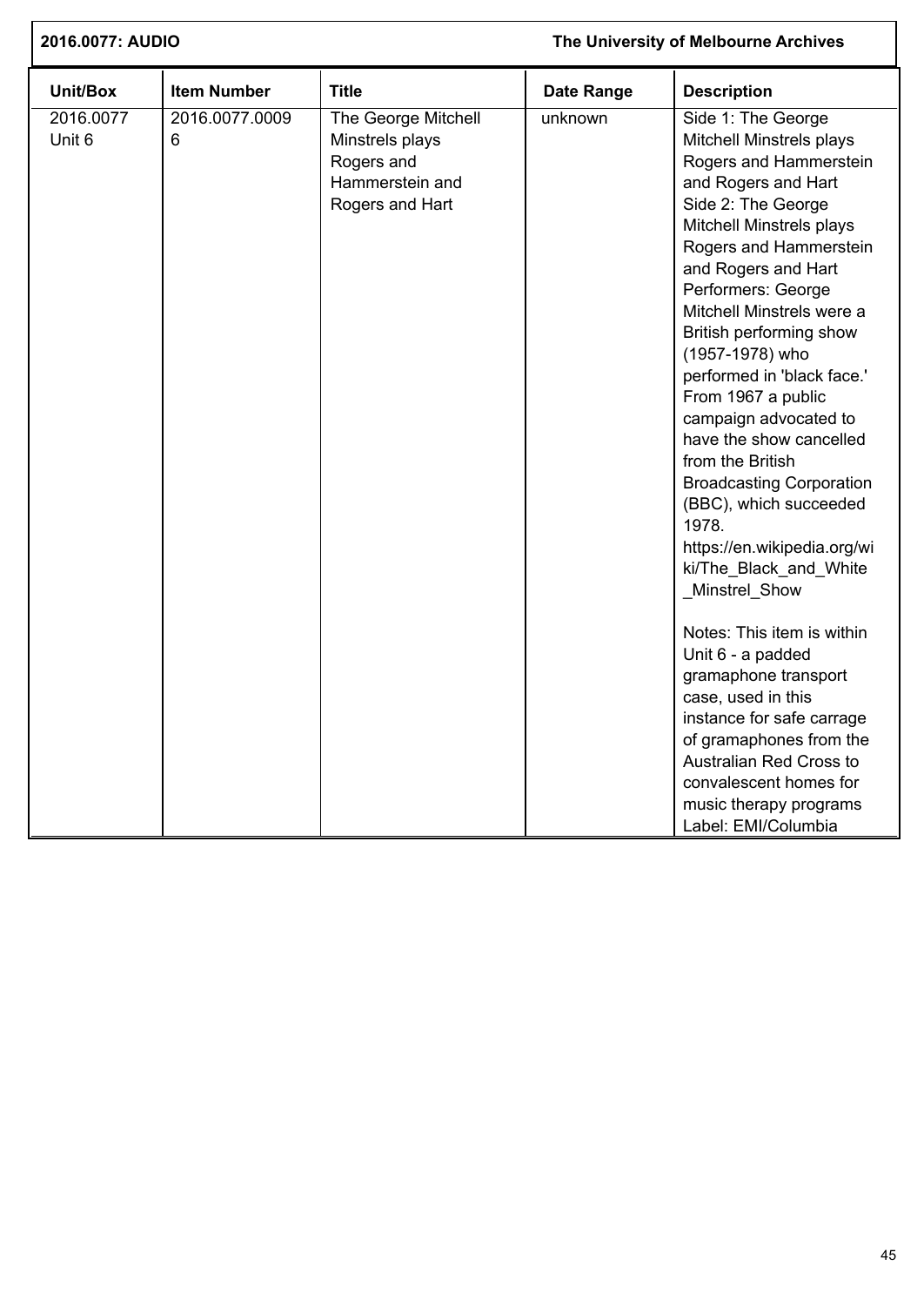| Unit/Box | Item Number | Title | Date Range | Description |
|---|---|---|---|---|
| 2016.0077 Unit 6 | 2016.0077.0009 6 | The George Mitchell Minstrels plays Rogers and Hammerstein and Rogers and Hart | unknown | Side 1: The George Mitchell Minstrels plays Rogers and Hammerstein and Rogers and Hart Side 2: The George Mitchell Minstrels plays Rogers and Hammerstein and Rogers and Hart Performers: George Mitchell Minstrels were a British performing show (1957-1978) who performed in 'black face.' From 1967 a public campaign advocated to have the show cancelled from the British Broadcasting Corporation (BBC), which succeeded 1978. https://en.wikipedia.org/wiki/The_Black_and_White_Minstrel_Show<br><br>Notes: This item is within Unit 6 - a padded gramaphone transport case, used in this instance for safe carrage of gramaphones from the Australian Red Cross to convalescent homes for music therapy programs Label: EMI/Columbia |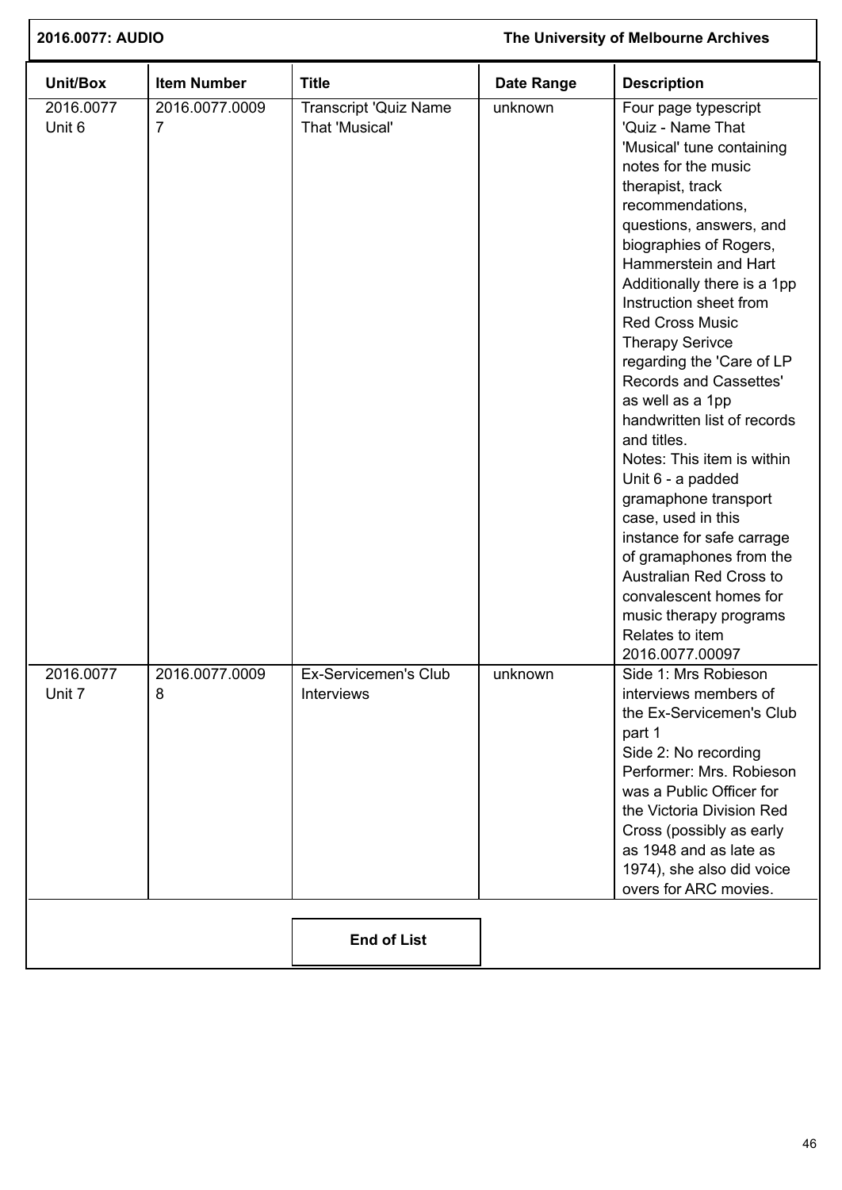| Unit/Box | Item Number | Title | Date Range | Description |
|---|---|---|---|---|
| 2016.0077 Unit 6 | 2016.0077.00097 | Transcript 'Quiz Name That 'Musical' | unknown | Four page typescript 'Quiz - Name That 'Musical' tune containing notes for the music therapist, track recommendations, questions, answers, and biographies of Rogers, Hammerstein and Hart Additionally there is a 1pp Instruction sheet from Red Cross Music Therapy Serivce regarding the 'Care of LP Records and Cassettes' as well as a 1pp handwritten list of records and titles. Notes: This item is within Unit 6 - a padded gramaphone transport case, used in this instance for safe carrage of gramaphones from the Australian Red Cross to convalescent homes for music therapy programs Relates to item 2016.0077.00097 |
| 2016.0077 Unit 7 | 2016.0077.00098 | Ex-Servicemen's Club Interviews | unknown | Side 1: Mrs Robieson interviews members of the Ex-Servicemen's Club part 1 Side 2: No recording Performer: Mrs. Robieson was a Public Officer for the Victoria Division Red Cross (possibly as early as 1948 and as late as 1974), she also did voice overs for ARC movies. |

**End of List**